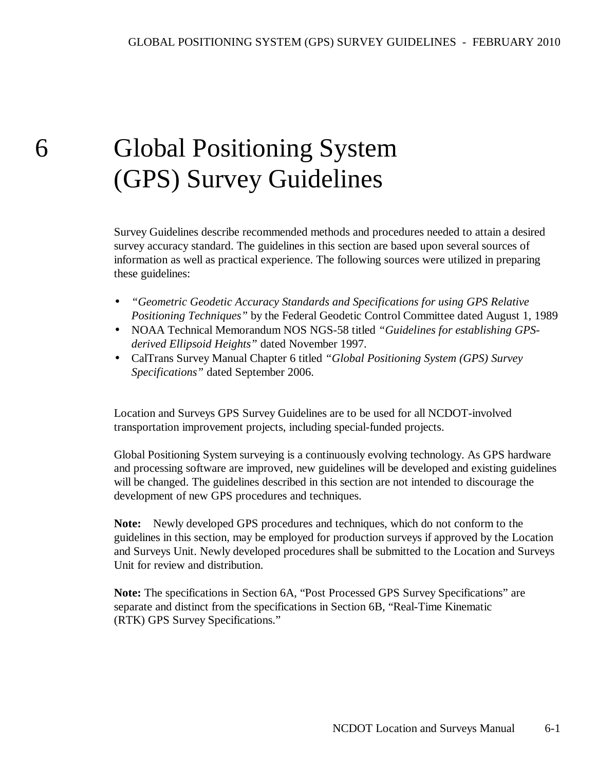# 6 Global Positioning System (GPS) Survey Guidelines

Survey Guidelines describe recommended methods and procedures needed to attain a desired survey accuracy standard. The guidelines in this section are based upon several sources of information as well as practical experience. The following sources were utilized in preparing these guidelines:

- *"Geometric Geodetic Accuracy Standards and Specifications for using GPS Relative Positioning Techniques"* by the Federal Geodetic Control Committee dated August 1, 1989
- NOAA Technical Memorandum NOS NGS-58 titled *"Guidelines for establishing GPS-derived Ellipsoid Heights"* dated November 1997.
- CalTrans Survey Manual Chapter 6 titled *"Global Positioning System (GPS) Survey Specifications"* dated September 2006.

Location and Surveys GPS Survey Guidelines are to be used for all NCDOT-involved transportation improvement projects, including special-funded projects.

Global Positioning System surveying is a continuously evolving technology. As GPS hardware and processing software are improved, new guidelines will be developed and existing guidelines will be changed. The guidelines described in this section are not intended to discourage the development of new GPS procedures and techniques.

**Note:** Newly developed GPS procedures and techniques, which do not conform to the guidelines in this section, may be employed for production surveys if approved by the Location and Surveys Unit. Newly developed procedures shall be submitted to the Location and Surveys Unit for review and distribution.

**Note:** The specifications in Section 6A, "Post Processed GPS Survey Specifications" are separate and distinct from the specifications in Section 6B, "Real-Time Kinematic (RTK) GPS Survey Specifications."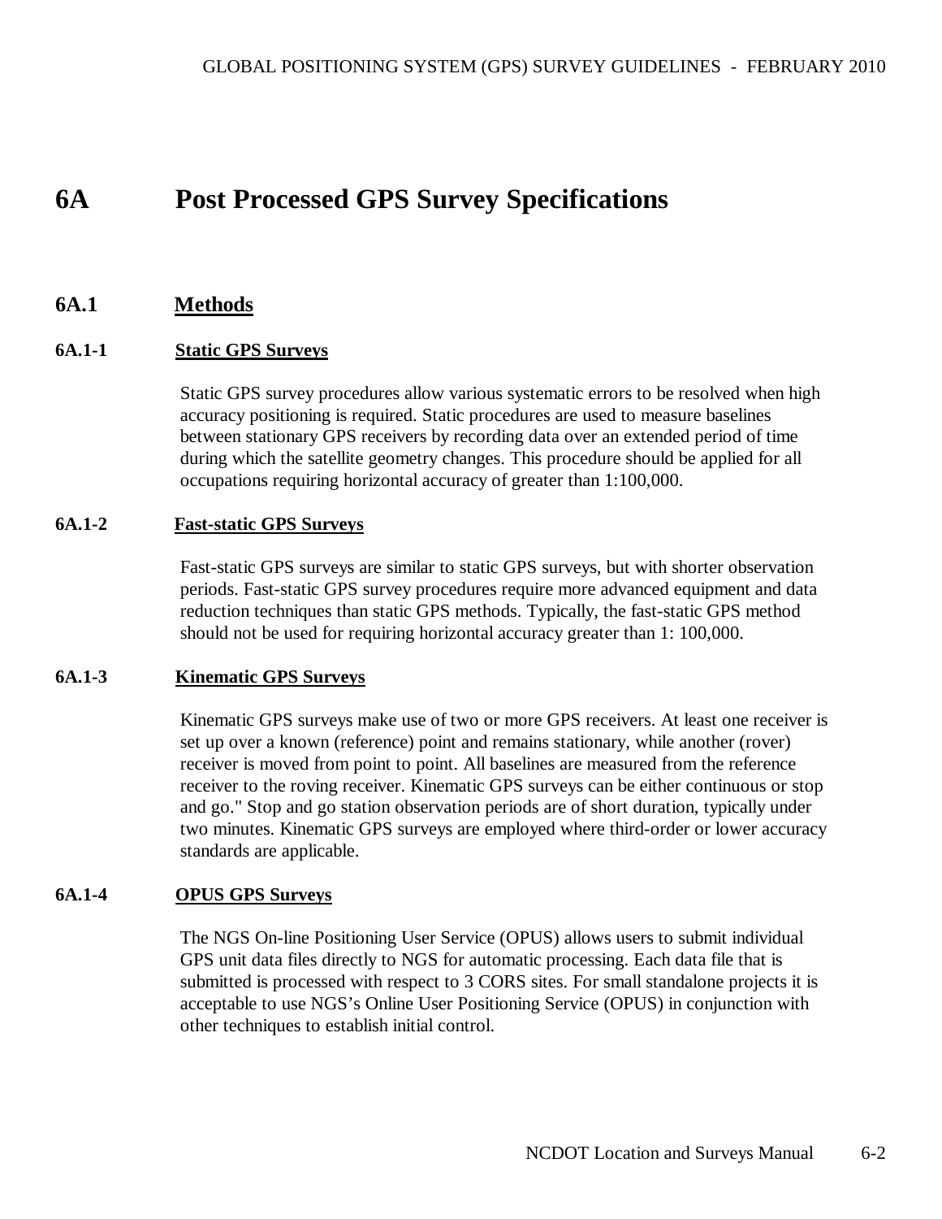# 6A Post Processed GPS Survey Specifications

## 6A.1 Methods

### 6A.1-1 Static GPS Surveys

Static GPS survey procedures allow various systematic errors to be resolved when high accuracy positioning is required. Static procedures are used to measure baselines between stationary GPS receivers by recording data over an extended period of time during which the satellite geometry changes. This procedure should be applied for all occupations requiring horizontal accuracy of greater than 1:100,000.

### 6A.1-2 Fast-static GPS Surveys

Fast-static GPS surveys are similar to static GPS surveys, but with shorter observation periods. Fast-static GPS survey procedures require more advanced equipment and data reduction techniques than static GPS methods. Typically, the fast-static GPS method should not be used for requiring horizontal accuracy greater than 1: 100,000.

### 6A.1-3 Kinematic GPS Surveys

Kinematic GPS surveys make use of two or more GPS receivers. At least one receiver is set up over a known (reference) point and remains stationary, while another (rover) receiver is moved from point to point. All baselines are measured from the reference receiver to the roving receiver. Kinematic GPS surveys can be either continuous or stop and go." Stop and go station observation periods are of short duration, typically under two minutes. Kinematic GPS surveys are employed where third-order or lower accuracy standards are applicable.

### 6A.1-4 OPUS GPS Surveys

The NGS On-line Positioning User Service (OPUS) allows users to submit individual GPS unit data files directly to NGS for automatic processing. Each data file that is submitted is processed with respect to 3 CORS sites. For small standalone projects it is acceptable to use NGS's Online User Positioning Service (OPUS) in conjunction with other techniques to establish initial control.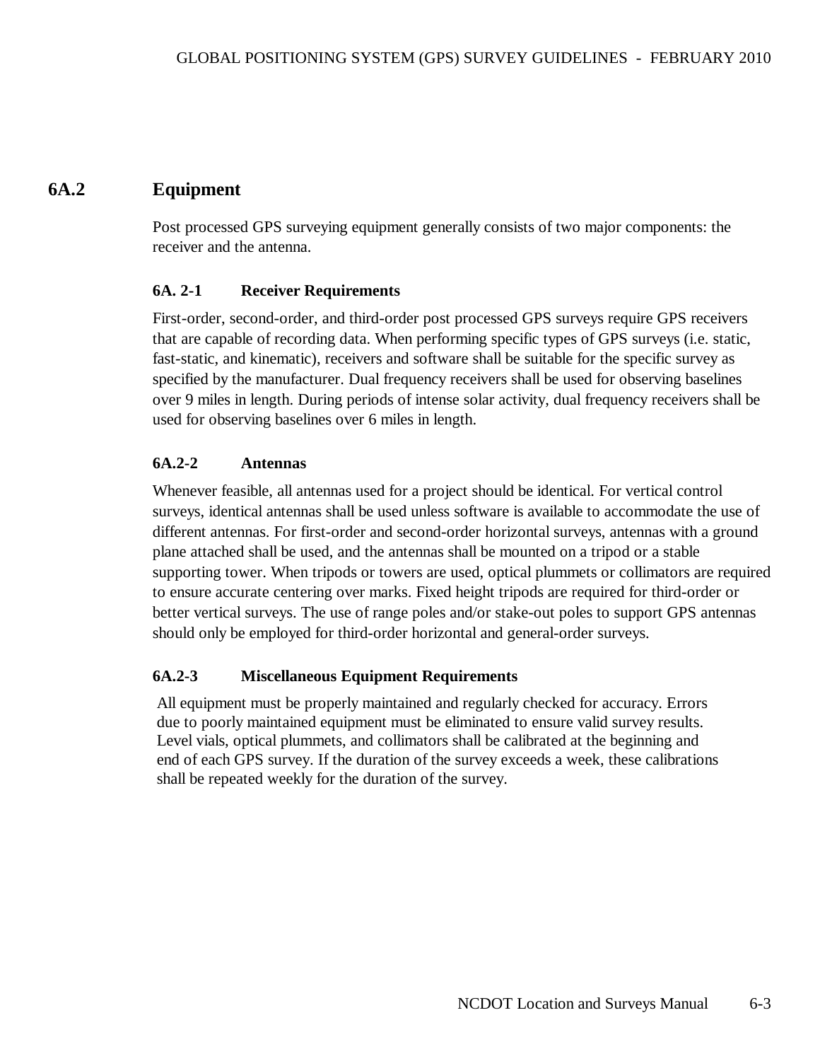## 6A.2 Equipment

Post processed GPS surveying equipment generally consists of two major components: the receiver and the antenna.

### 6A. 2-1 Receiver Requirements

First-order, second-order, and third-order post processed GPS surveys require GPS receivers that are capable of recording data. When performing specific types of GPS surveys (i.e. static, fast-static, and kinematic), receivers and software shall be suitable for the specific survey as specified by the manufacturer. Dual frequency receivers shall be used for observing baselines over 9 miles in length. During periods of intense solar activity, dual frequency receivers shall be used for observing baselines over 6 miles in length.

### 6A.2-2 Antennas

Whenever feasible, all antennas used for a project should be identical. For vertical control surveys, identical antennas shall be used unless software is available to accommodate the use of different antennas. For first-order and second-order horizontal surveys, antennas with a ground plane attached shall be used, and the antennas shall be mounted on a tripod or a stable supporting tower. When tripods or towers are used, optical plummets or collimators are required to ensure accurate centering over marks. Fixed height tripods are required for third-order or better vertical surveys. The use of range poles and/or stake-out poles to support GPS antennas should only be employed for third-order horizontal and general-order surveys.

### 6A.2-3 Miscellaneous Equipment Requirements

All equipment must be properly maintained and regularly checked for accuracy. Errors due to poorly maintained equipment must be eliminated to ensure valid survey results. Level vials, optical plummets, and collimators shall be calibrated at the beginning and end of each GPS survey. If the duration of the survey exceeds a week, these calibrations shall be repeated weekly for the duration of the survey.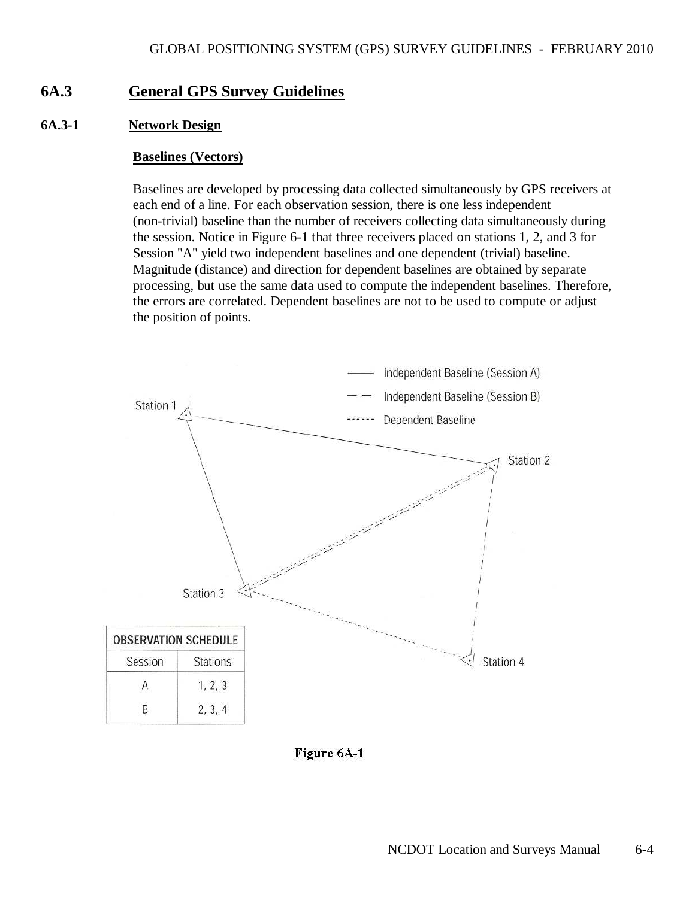## 6A.3 General GPS Survey Guidelines

### 6A.3-1 Network Design

#### Baselines (Vectors)

Baselines are developed by processing data collected simultaneously by GPS receivers at each end of a line. For each observation session, there is one less independent (non-trivial) baseline than the number of receivers collecting data simultaneously during the session. Notice in Figure 6-1 that three receivers placed on stations 1, 2, and 3 for Session "A" yield two independent baselines and one dependent (trivial) baseline. Magnitude (distance) and direction for dependent baselines are obtained by separate processing, but use the same data used to compute the independent baselines. Therefore, the errors are correlated. Dependent baselines are not to be used to compute or adjust the position of points.

—— Independent Baseline (Session A)

— — Independent Baseline (Session B)

------ Dependent Baseline

Station 1

Station 2

Station 3

Station 4

| OBSERVATION SCHEDULE | |
|---|---|
| Session | Stations |
| A | 1, 2, 3 |
| B | 2, 3, 4 |

Figure 6A-1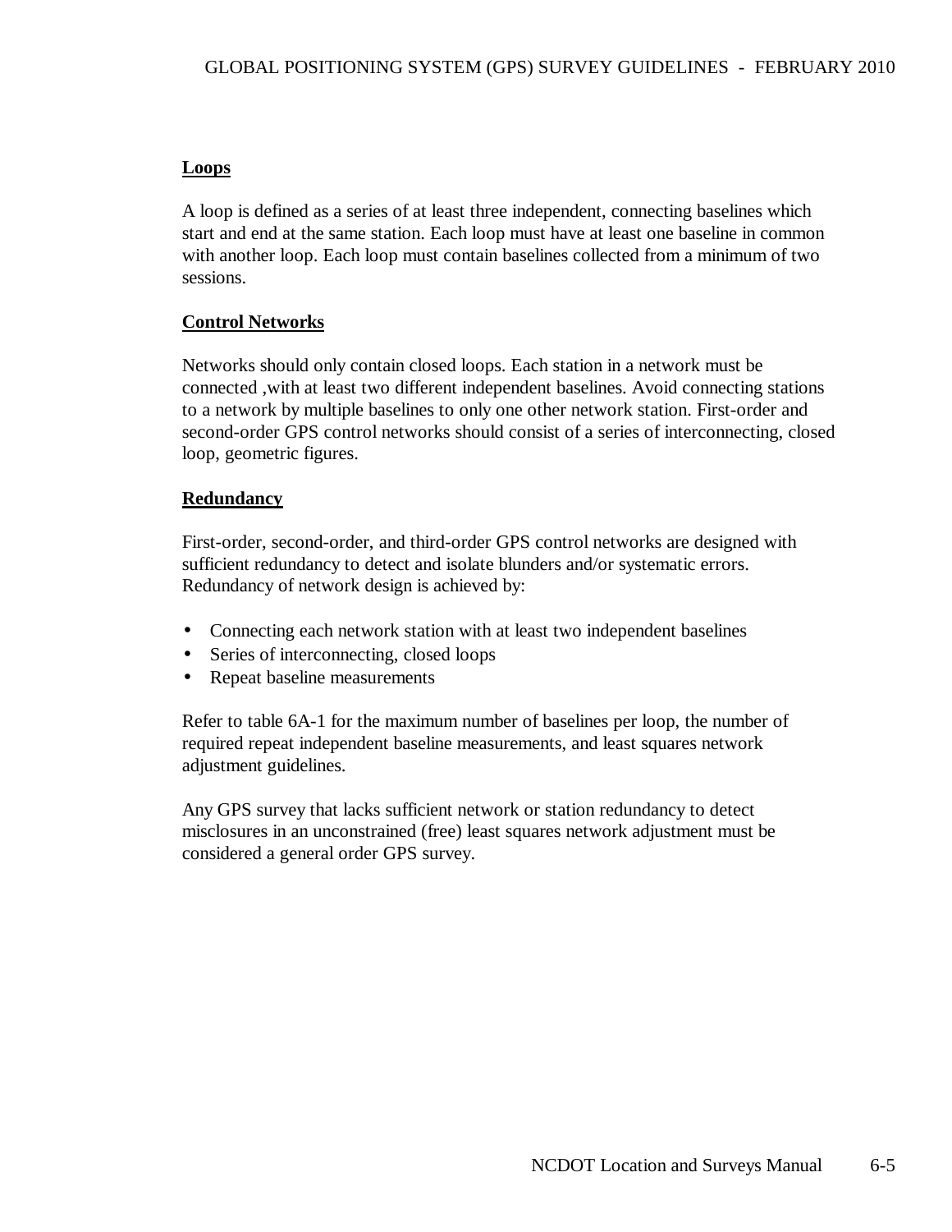**Loops**

A loop is defined as a series of at least three independent, connecting baselines which start and end at the same station. Each loop must have at least one baseline in common with another loop. Each loop must contain baselines collected from a minimum of two sessions.

**Control Networks**

Networks should only contain closed loops. Each station in a network must be connected ,with at least two different independent baselines. Avoid connecting stations to a network by multiple baselines to only one other network station. First-order and second-order GPS control networks should consist of a series of interconnecting, closed loop, geometric figures.

**Redundancy**

First-order, second-order, and third-order GPS control networks are designed with sufficient redundancy to detect and isolate blunders and/or systematic errors. Redundancy of network design is achieved by:

- Connecting each network station with at least two independent baselines
- Series of interconnecting, closed loops
- Repeat baseline measurements

Refer to table 6A-1 for the maximum number of baselines per loop, the number of required repeat independent baseline measurements, and least squares network adjustment guidelines.

Any GPS survey that lacks sufficient network or station redundancy to detect misclosures in an unconstrained (free) least squares network adjustment must be considered a general order GPS survey.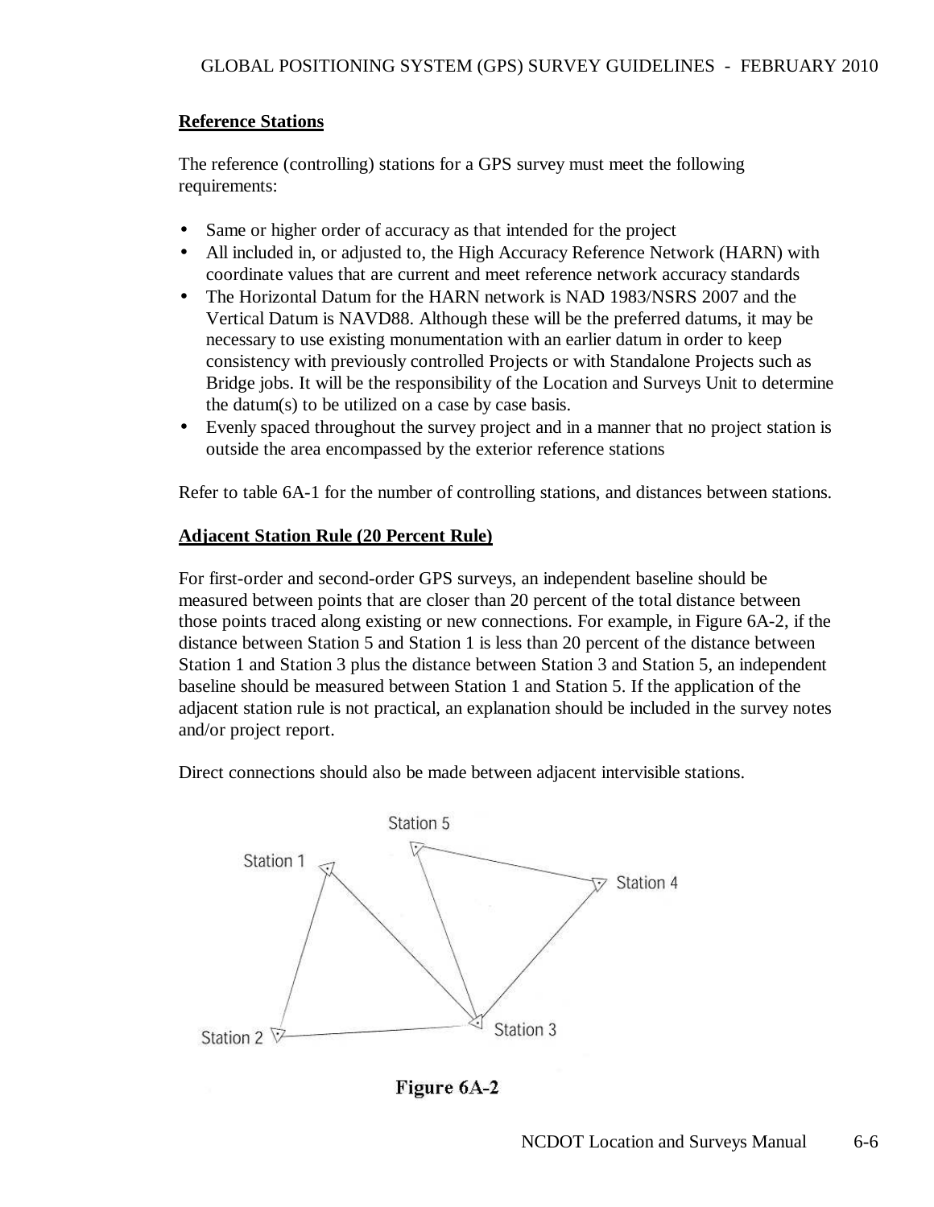## Reference Stations

The reference (controlling) stations for a GPS survey must meet the following requirements:

- Same or higher order of accuracy as that intended for the project
- All included in, or adjusted to, the High Accuracy Reference Network (HARN) with coordinate values that are current and meet reference network accuracy standards
- The Horizontal Datum for the HARN network is NAD 1983/NSRS 2007 and the Vertical Datum is NAVD88. Although these will be the preferred datums, it may be necessary to use existing monumentation with an earlier datum in order to keep consistency with previously controlled Projects or with Standalone Projects such as Bridge jobs. It will be the responsibility of the Location and Surveys Unit to determine the datum(s) to be utilized on a case by case basis.
- Evenly spaced throughout the survey project and in a manner that no project station is outside the area encompassed by the exterior reference stations

Refer to table 6A-1 for the number of controlling stations, and distances between stations.

## Adjacent Station Rule (20 Percent Rule)

For first-order and second-order GPS surveys, an independent baseline should be measured between points that are closer than 20 percent of the total distance between those points traced along existing or new connections. For example, in Figure 6A-2, if the distance between Station 5 and Station 1 is less than 20 percent of the distance between Station 1 and Station 3 plus the distance between Station 3 and Station 5, an independent baseline should be measured between Station 1 and Station 5. If the application of the adjacent station rule is not practical, an explanation should be included in the survey notes and/or project report.

Direct connections should also be made between adjacent intervisible stations.

Station 5

Station 1

Station 4

Station 2

Station 3

**Figure 6A-2**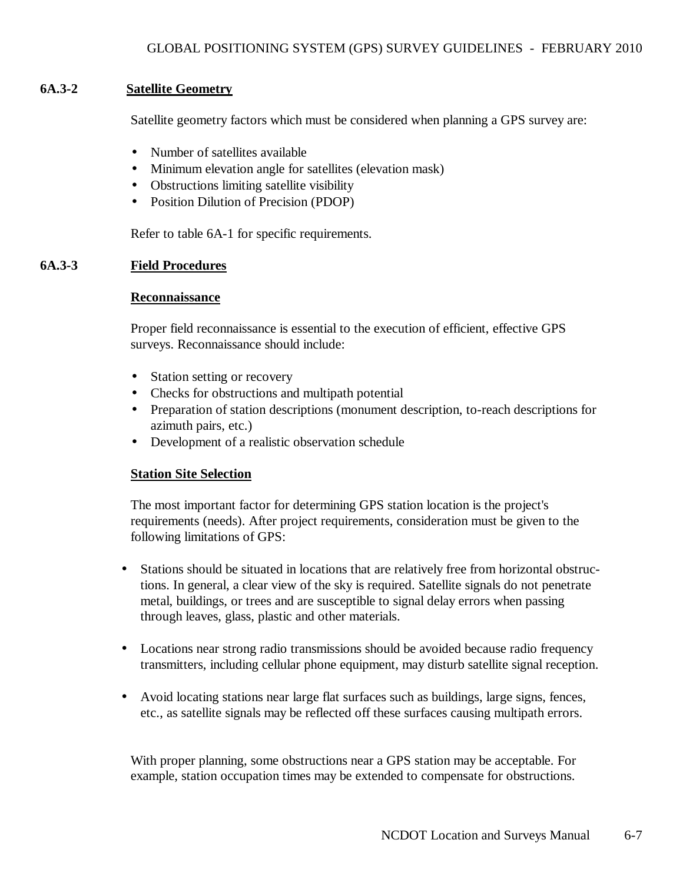### 6A.3-2 Satellite Geometry

Satellite geometry factors which must be considered when planning a GPS survey are:

- Number of satellites available
- Minimum elevation angle for satellites (elevation mask)
- Obstructions limiting satellite visibility
- Position Dilution of Precision (PDOP)

Refer to table 6A-1 for specific requirements.

### 6A.3-3 Field Procedures

#### Reconnaissance

Proper field reconnaissance is essential to the execution of efficient, effective GPS surveys. Reconnaissance should include:

- Station setting or recovery
- Checks for obstructions and multipath potential
- Preparation of station descriptions (monument description, to-reach descriptions for azimuth pairs, etc.)
- Development of a realistic observation schedule

#### Station Site Selection

The most important factor for determining GPS station location is the project's requirements (needs). After project requirements, consideration must be given to the following limitations of GPS:

- Stations should be situated in locations that are relatively free from horizontal obstructions. In general, a clear view of the sky is required. Satellite signals do not penetrate metal, buildings, or trees and are susceptible to signal delay errors when passing through leaves, glass, plastic and other materials.

- Locations near strong radio transmissions should be avoided because radio frequency transmitters, including cellular phone equipment, may disturb satellite signal reception.

- Avoid locating stations near large flat surfaces such as buildings, large signs, fences, etc., as satellite signals may be reflected off these surfaces causing multipath errors.

With proper planning, some obstructions near a GPS station may be acceptable. For example, station occupation times may be extended to compensate for obstructions.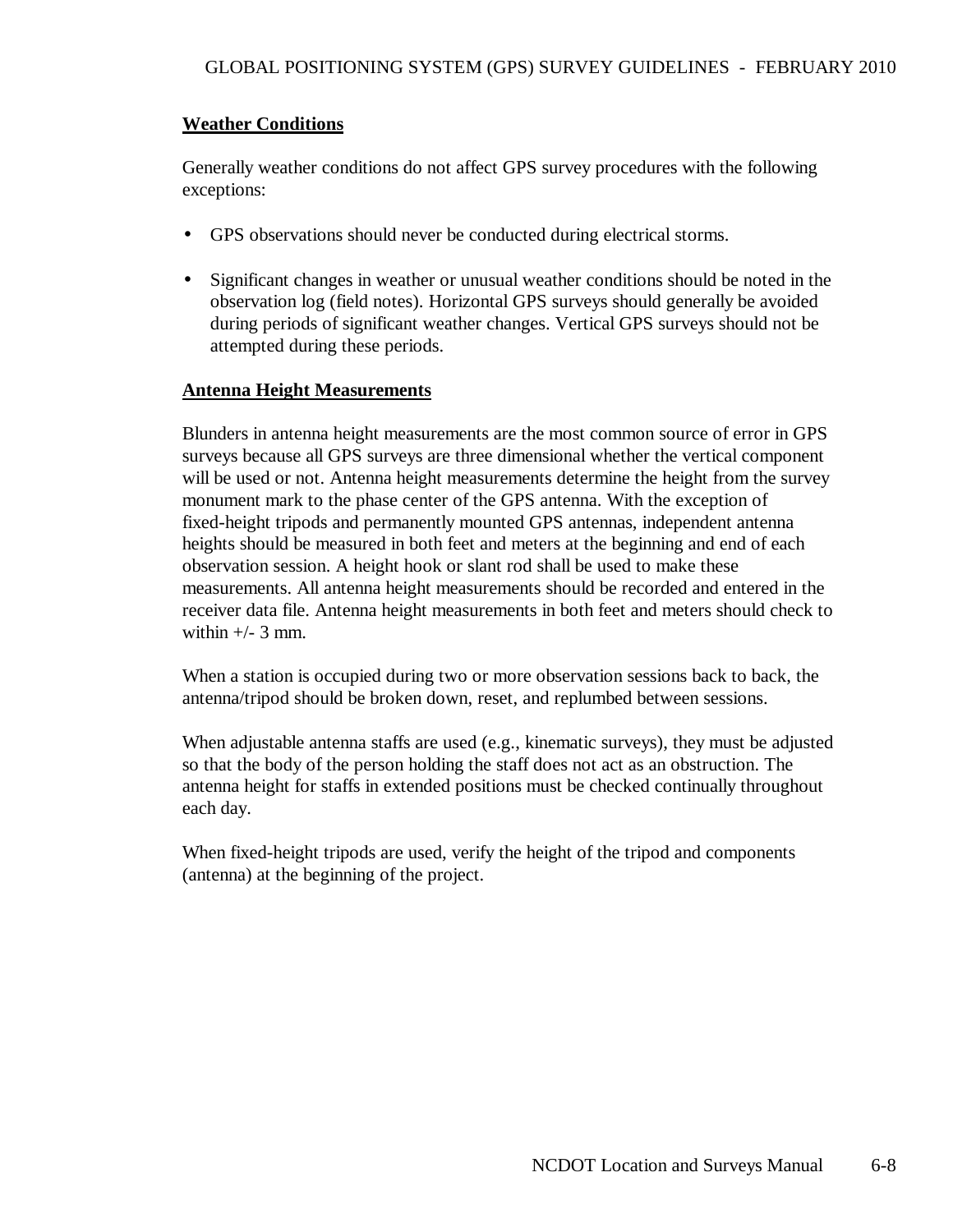## Weather Conditions

Generally weather conditions do not affect GPS survey procedures with the following exceptions:

- GPS observations should never be conducted during electrical storms.
- Significant changes in weather or unusual weather conditions should be noted in the observation log (field notes). Horizontal GPS surveys should generally be avoided during periods of significant weather changes. Vertical GPS surveys should not be attempted during these periods.

## Antenna Height Measurements

Blunders in antenna height measurements are the most common source of error in GPS surveys because all GPS surveys are three dimensional whether the vertical component will be used or not. Antenna height measurements determine the height from the survey monument mark to the phase center of the GPS antenna. With the exception of fixed-height tripods and permanently mounted GPS antennas, independent antenna heights should be measured in both feet and meters at the beginning and end of each observation session. A height hook or slant rod shall be used to make these measurements. All antenna height measurements should be recorded and entered in the receiver data file. Antenna height measurements in both feet and meters should check to within +/- 3 mm.

When a station is occupied during two or more observation sessions back to back, the antenna/tripod should be broken down, reset, and replumbed between sessions.

When adjustable antenna staffs are used (e.g., kinematic surveys), they must be adjusted so that the body of the person holding the staff does not act as an obstruction. The antenna height for staffs in extended positions must be checked continually throughout each day.

When fixed-height tripods are used, verify the height of the tripod and components (antenna) at the beginning of the project.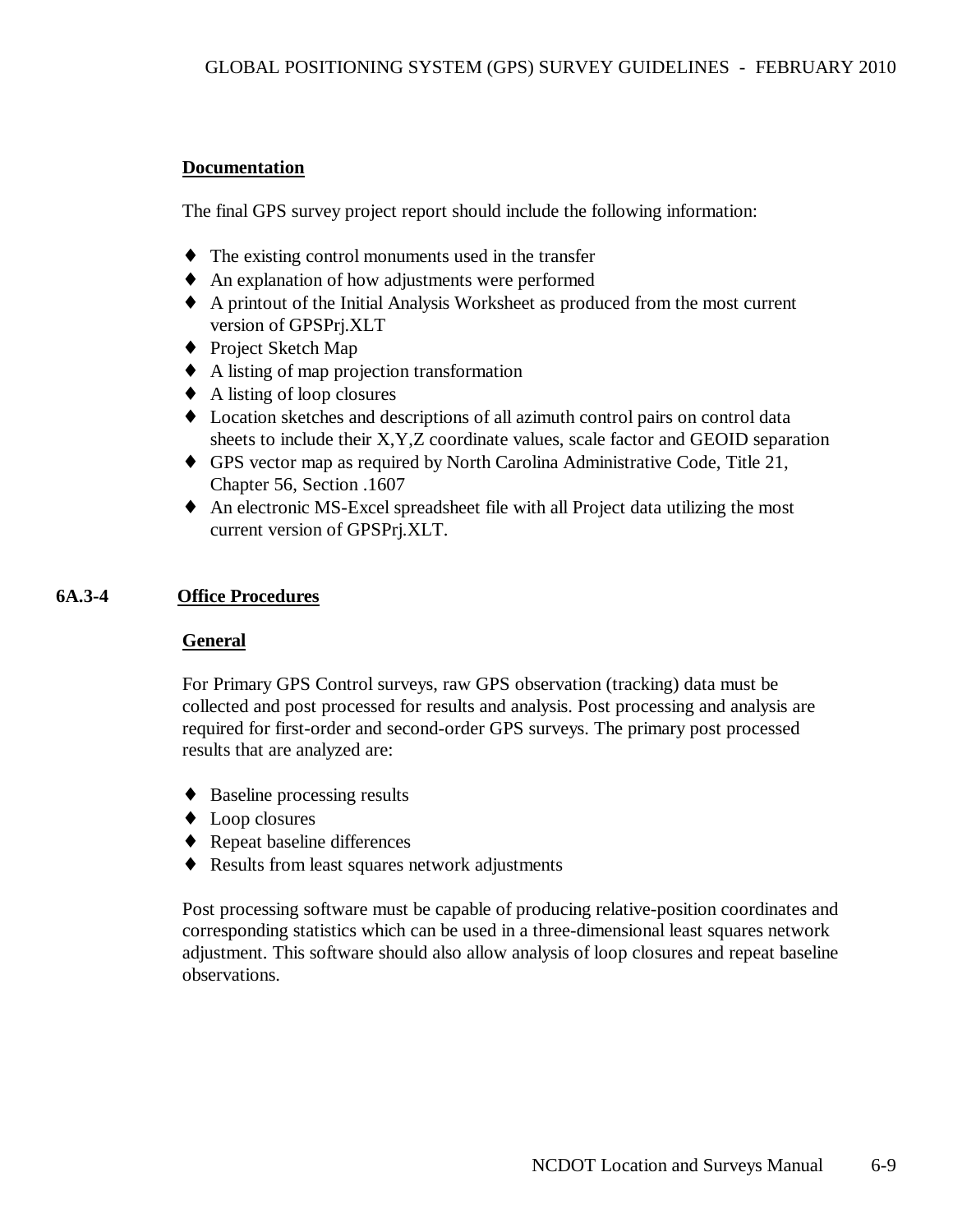**Documentation**

The final GPS survey project report should include the following information:

- The existing control monuments used in the transfer
- An explanation of how adjustments were performed
- A printout of the Initial Analysis Worksheet as produced from the most current version of GPSPrj.XLT
- Project Sketch Map
- A listing of map projection transformation
- A listing of loop closures
- Location sketches and descriptions of all azimuth control pairs on control data sheets to include their X,Y,Z coordinate values, scale factor and GEOID separation
- GPS vector map as required by North Carolina Administrative Code, Title 21, Chapter 56, Section .1607
- An electronic MS-Excel spreadsheet file with all Project data utilizing the most current version of GPSPrj.XLT.

## 6A.3-4 Office Procedures

**General**

For Primary GPS Control surveys, raw GPS observation (tracking) data must be collected and post processed for results and analysis. Post processing and analysis are required for first-order and second-order GPS surveys. The primary post processed results that are analyzed are:

- Baseline processing results
- Loop closures
- Repeat baseline differences
- Results from least squares network adjustments

Post processing software must be capable of producing relative-position coordinates and corresponding statistics which can be used in a three-dimensional least squares network adjustment. This software should also allow analysis of loop closures and repeat baseline observations.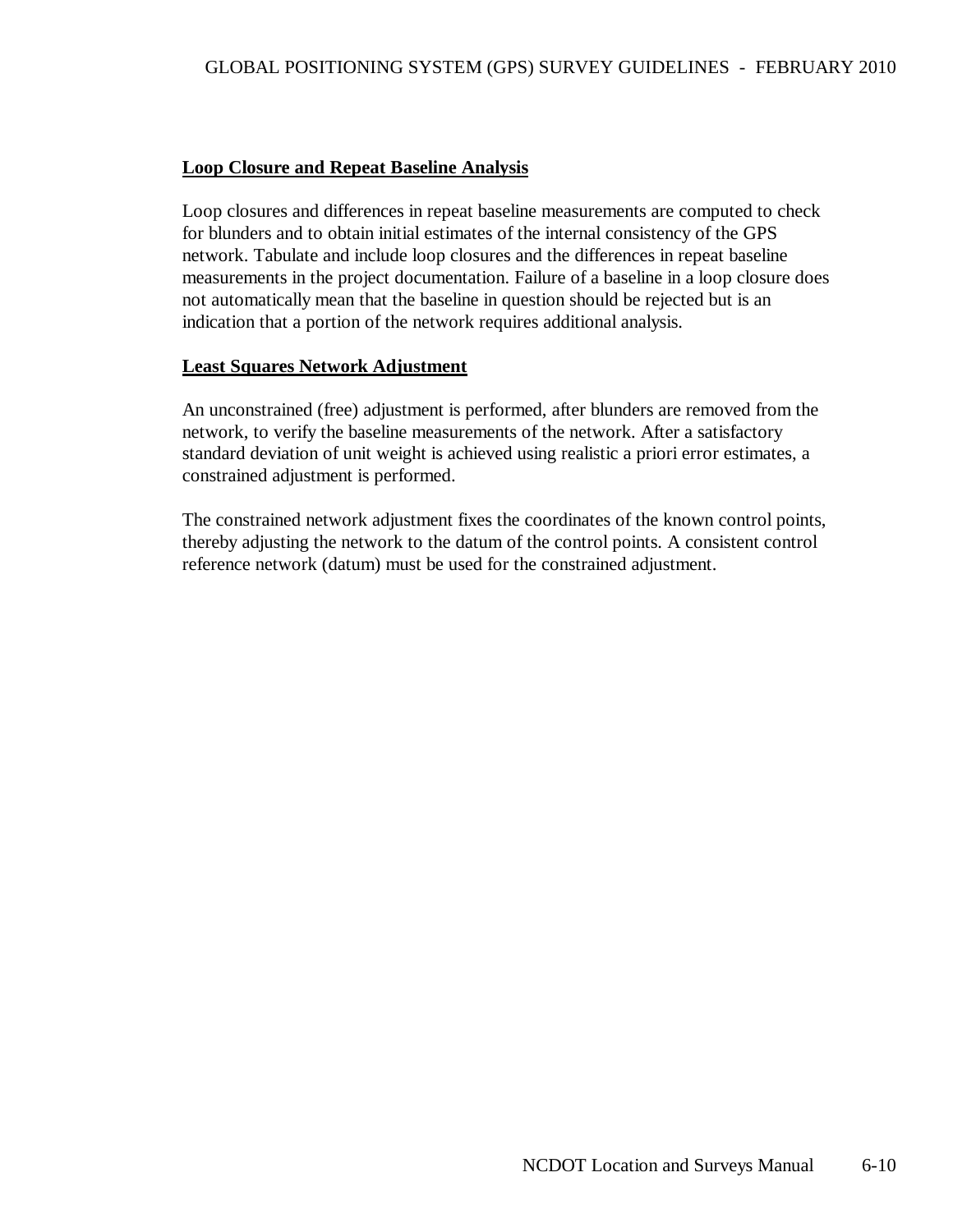**Loop Closure and Repeat Baseline Analysis**

Loop closures and differences in repeat baseline measurements are computed to check for blunders and to obtain initial estimates of the internal consistency of the GPS network. Tabulate and include loop closures and the differences in repeat baseline measurements in the project documentation. Failure of a baseline in a loop closure does not automatically mean that the baseline in question should be rejected but is an indication that a portion of the network requires additional analysis.

**Least Squares Network Adjustment**

An unconstrained (free) adjustment is performed, after blunders are removed from the network, to verify the baseline measurements of the network. After a satisfactory standard deviation of unit weight is achieved using realistic a priori error estimates, a constrained adjustment is performed.

The constrained network adjustment fixes the coordinates of the known control points, thereby adjusting the network to the datum of the control points. A consistent control reference network (datum) must be used for the constrained adjustment.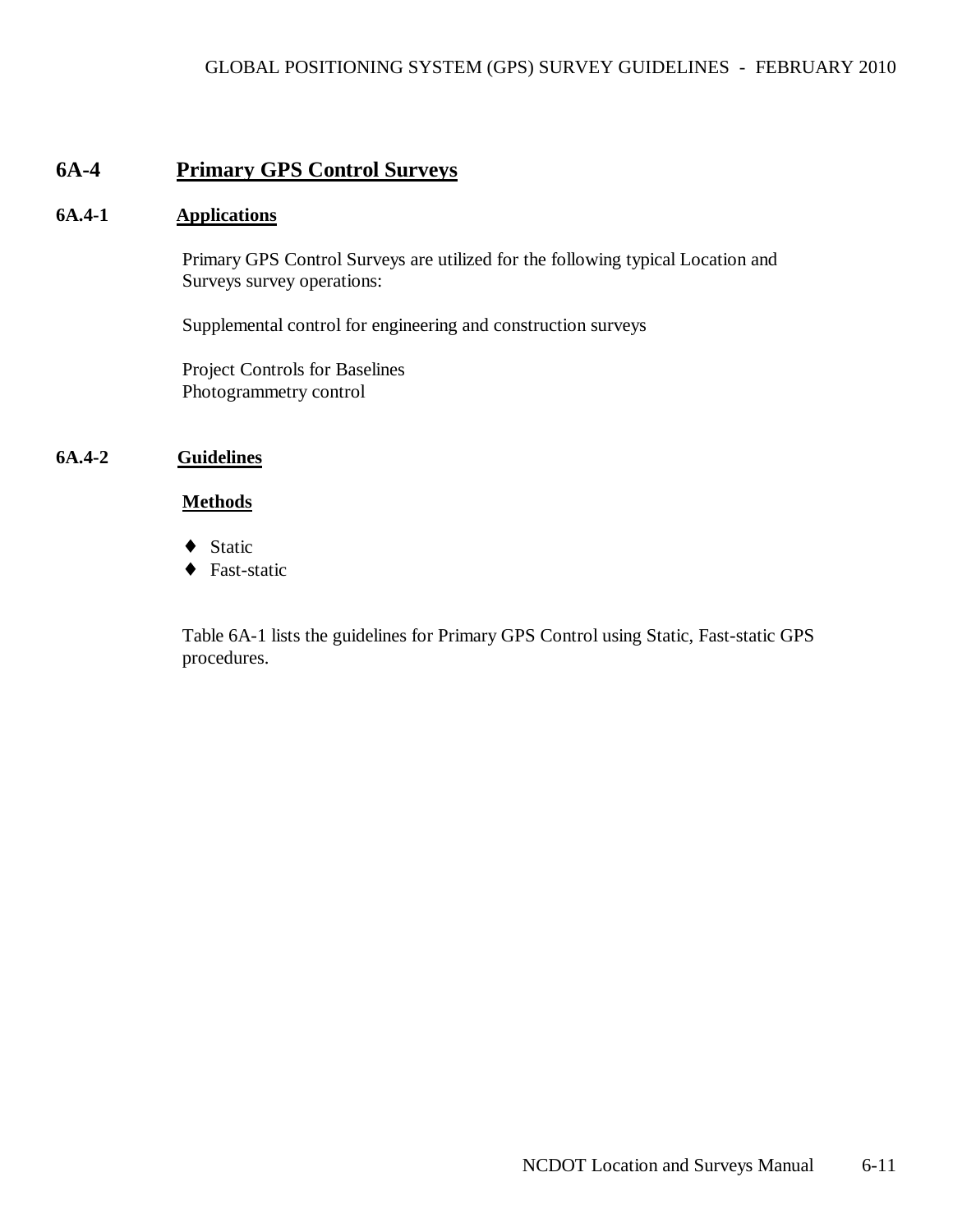## 6A-4 Primary GPS Control Surveys

### 6A.4-1 Applications

Primary GPS Control Surveys are utilized for the following typical Location and Surveys survey operations:

Supplemental control for engineering and construction surveys

Project Controls for Baselines
Photogrammetry control

### 6A.4-2 Guidelines

**Methods**

- Static
- Fast-static

Table 6A-1 lists the guidelines for Primary GPS Control using Static, Fast-static GPS procedures.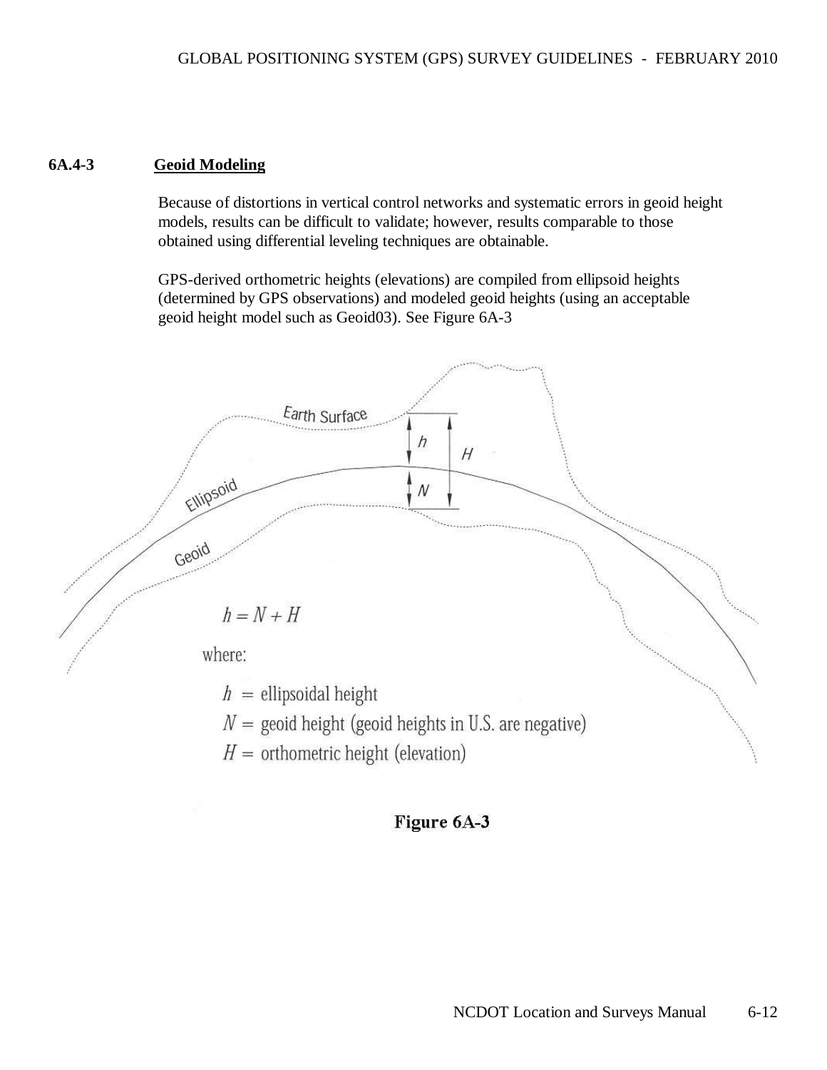### 6A.4-3 Geoid Modeling

Because of distortions in vertical control networks and systematic errors in geoid height models, results can be difficult to validate; however, results comparable to those obtained using differential leveling techniques are obtainable.

GPS-derived orthometric heights (elevations) are compiled from ellipsoid heights (determined by GPS observations) and modeled geoid heights (using an acceptable geoid height model such as Geoid03). See Figure 6A-3

$$h = N + H$$

where:

$h$ = ellipsoidal height

$N$ = geoid height (geoid heights in U.S. are negative)

$H$ = orthometric height (elevation)

**Figure 6A-3**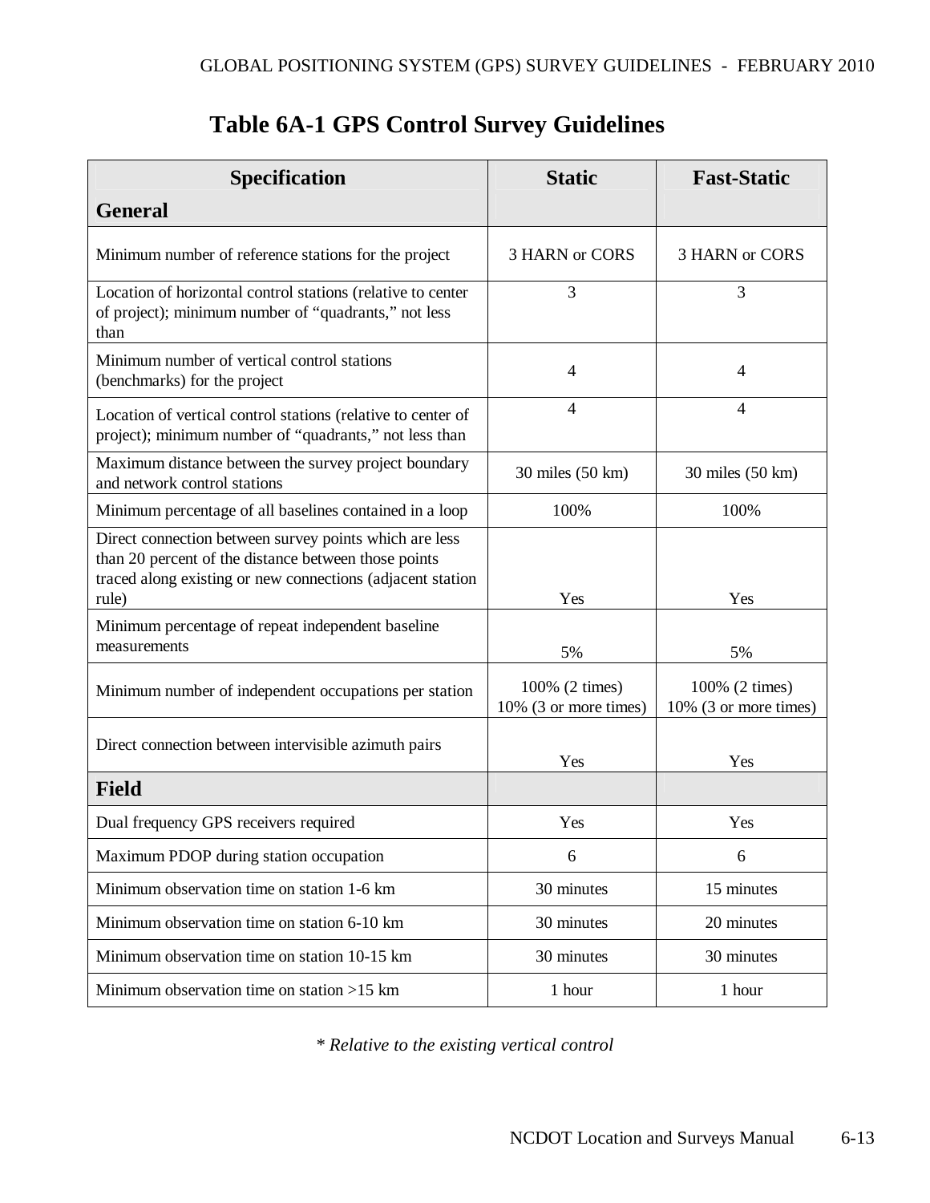# Table 6A-1 GPS Control Survey Guidelines

| Specification | Static | Fast-Static |
|---|---|---|
| **General** | | |
| Minimum number of reference stations for the project | 3 HARN or CORS | 3 HARN or CORS |
| Location of horizontal control stations (relative to center of project); minimum number of "quadrants," not less than | 3 | 3 |
| Minimum number of vertical control stations (benchmarks) for the project | 4 | 4 |
| Location of vertical control stations (relative to center of project); minimum number of "quadrants," not less than | 4 | 4 |
| Maximum distance between the survey project boundary and network control stations | 30 miles (50 km) | 30 miles (50 km) |
| Minimum percentage of all baselines contained in a loop | 100% | 100% |
| Direct connection between survey points which are less than 20 percent of the distance between those points traced along existing or new connections (adjacent station rule) | Yes | Yes |
| Minimum percentage of repeat independent baseline measurements | 5% | 5% |
| Minimum number of independent occupations per station | 100% (2 times) 10% (3 or more times) | 100% (2 times) 10% (3 or more times) |
| Direct connection between intervisible azimuth pairs | Yes | Yes |
| **Field** | | |
| Dual frequency GPS receivers required | Yes | Yes |
| Maximum PDOP during station occupation | 6 | 6 |
| Minimum observation time on station 1-6 km | 30 minutes | 15 minutes |
| Minimum observation time on station 6-10 km | 30 minutes | 20 minutes |
| Minimum observation time on station 10-15 km | 30 minutes | 30 minutes |
| Minimum observation time on station >15 km | 1 hour | 1 hour |

*\* Relative to the existing vertical control*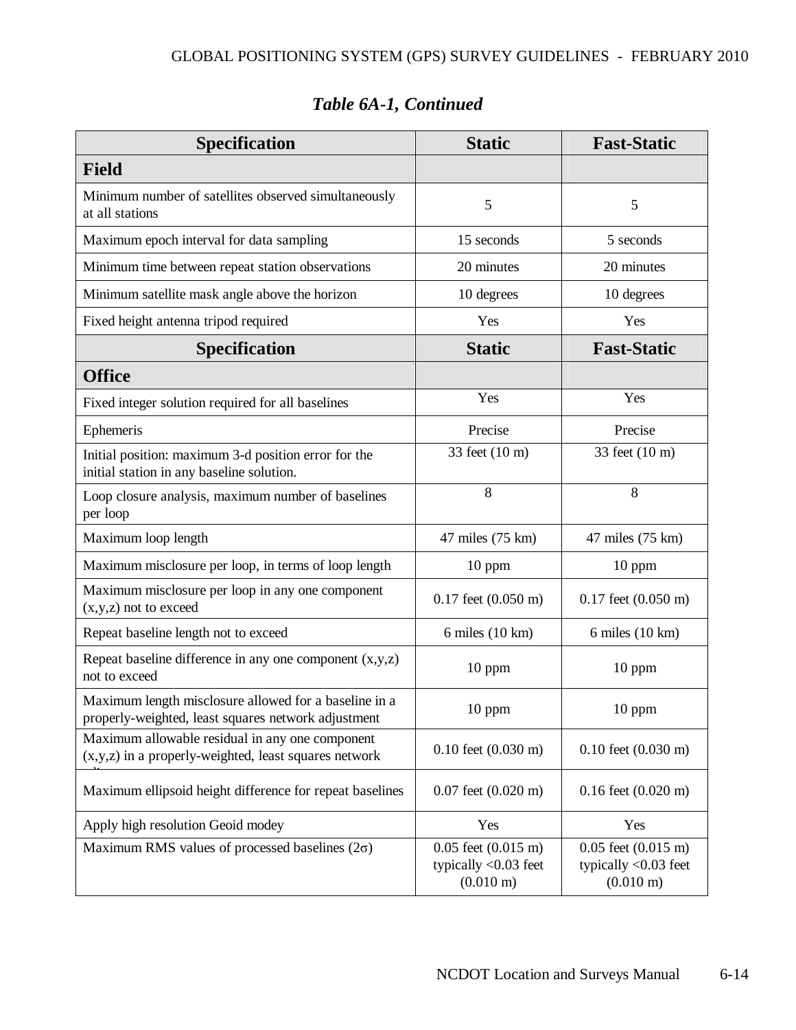### *Table 6A-1, Continued*

| Specification | Static | Fast-Static |
|---|---|---|
| **Field** | | |
| Minimum number of satellites observed simultaneously at all stations | 5 | 5 |
| Maximum epoch interval for data sampling | 15 seconds | 5 seconds |
| Minimum time between repeat station observations | 20 minutes | 20 minutes |
| Minimum satellite mask angle above the horizon | 10 degrees | 10 degrees |
| Fixed height antenna tripod required | Yes | Yes |
| **Specification** | **Static** | **Fast-Static** |
| **Office** | | |
| Fixed integer solution required for all baselines | Yes | Yes |
| Ephemeris | Precise | Precise |
| Initial position: maximum 3-d position error for the initial station in any baseline solution. | 33 feet (10 m) | 33 feet (10 m) |
| Loop closure analysis, maximum number of baselines per loop | 8 | 8 |
| Maximum loop length | 47 miles (75 km) | 47 miles (75 km) |
| Maximum misclosure per loop, in terms of loop length | 10 ppm | 10 ppm |
| Maximum misclosure per loop in any one component (x,y,z) not to exceed | 0.17 feet (0.050 m) | 0.17 feet (0.050 m) |
| Repeat baseline length not to exceed | 6 miles (10 km) | 6 miles (10 km) |
| Repeat baseline difference in any one component (x,y,z) not to exceed | 10 ppm | 10 ppm |
| Maximum length misclosure allowed for a baseline in a properly-weighted, least squares network adjustment | 10 ppm | 10 ppm |
| Maximum allowable residual in any one component (x,y,z) in a properly-weighted, least squares network adjustment | 0.10 feet (0.030 m) | 0.10 feet (0.030 m) |
| Maximum ellipsoid height difference for repeat baselines | 0.07 feet (0.020 m) | 0.16 feet (0.020 m) |
| Apply high resolution Geoid modey | Yes | Yes |
| Maximum RMS values of processed baselines ($2\sigma$) | 0.05 feet (0.015 m) typically <0.03 feet (0.010 m) | 0.05 feet (0.015 m) typically <0.03 feet (0.010 m) |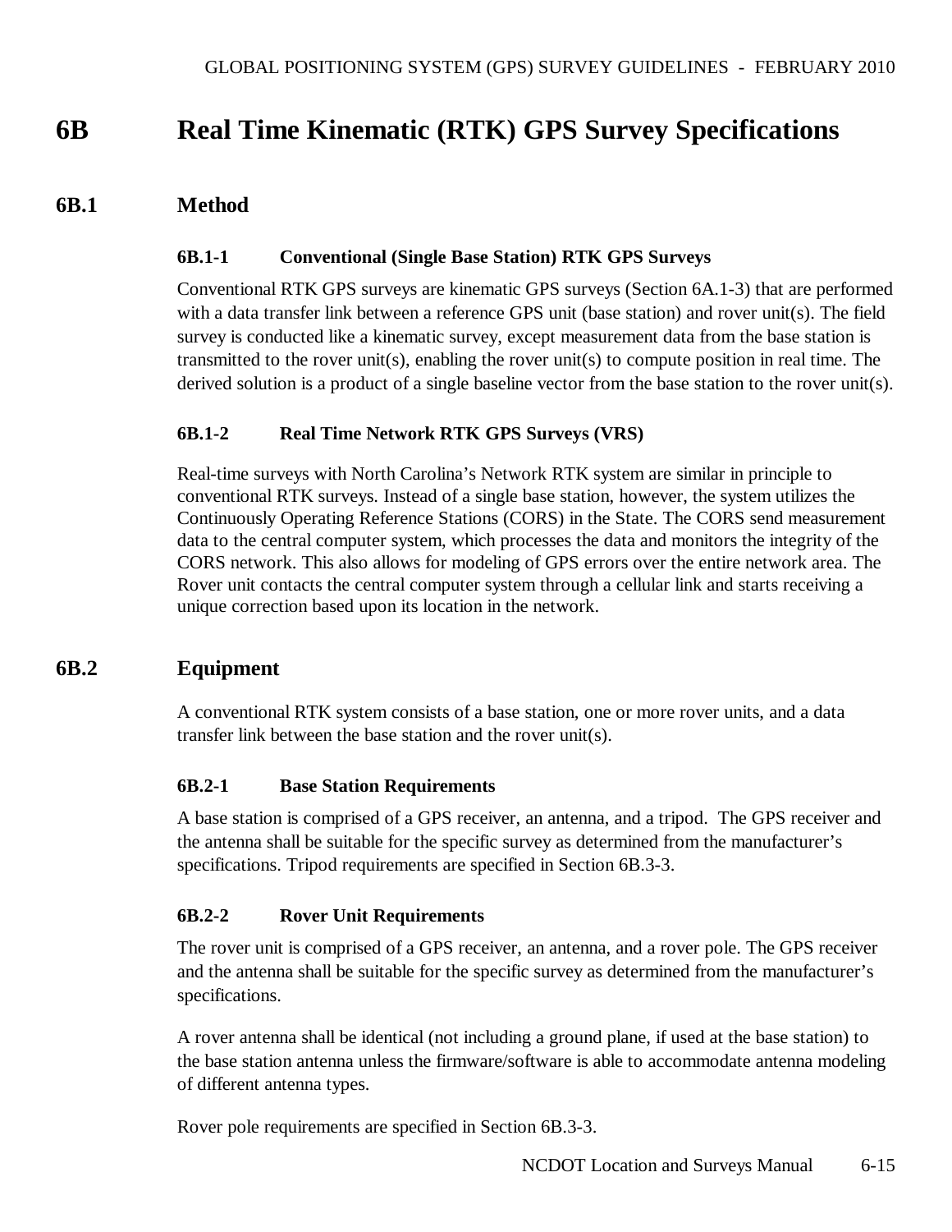# 6B Real Time Kinematic (RTK) GPS Survey Specifications

## 6B.1 Method

### 6B.1-1 Conventional (Single Base Station) RTK GPS Surveys

Conventional RTK GPS surveys are kinematic GPS surveys (Section 6A.1-3) that are performed with a data transfer link between a reference GPS unit (base station) and rover unit(s). The field survey is conducted like a kinematic survey, except measurement data from the base station is transmitted to the rover unit(s), enabling the rover unit(s) to compute position in real time. The derived solution is a product of a single baseline vector from the base station to the rover unit(s).

### 6B.1-2 Real Time Network RTK GPS Surveys (VRS)

Real-time surveys with North Carolina's Network RTK system are similar in principle to conventional RTK surveys. Instead of a single base station, however, the system utilizes the Continuously Operating Reference Stations (CORS) in the State. The CORS send measurement data to the central computer system, which processes the data and monitors the integrity of the CORS network. This also allows for modeling of GPS errors over the entire network area. The Rover unit contacts the central computer system through a cellular link and starts receiving a unique correction based upon its location in the network.

## 6B.2 Equipment

A conventional RTK system consists of a base station, one or more rover units, and a data transfer link between the base station and the rover unit(s).

### 6B.2-1 Base Station Requirements

A base station is comprised of a GPS receiver, an antenna, and a tripod. The GPS receiver and the antenna shall be suitable for the specific survey as determined from the manufacturer's specifications. Tripod requirements are specified in Section 6B.3-3.

### 6B.2-2 Rover Unit Requirements

The rover unit is comprised of a GPS receiver, an antenna, and a rover pole. The GPS receiver and the antenna shall be suitable for the specific survey as determined from the manufacturer's specifications.

A rover antenna shall be identical (not including a ground plane, if used at the base station) to the base station antenna unless the firmware/software is able to accommodate antenna modeling of different antenna types.

Rover pole requirements are specified in Section 6B.3-3.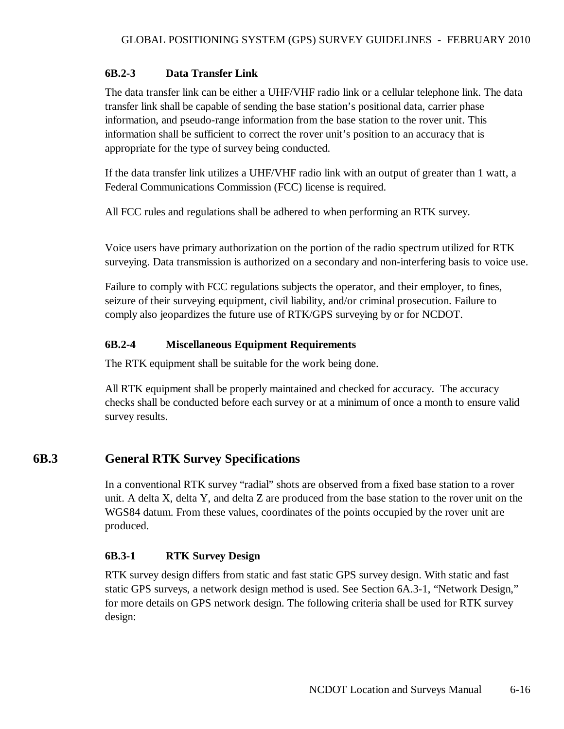#### 6B.2-3 Data Transfer Link

The data transfer link can be either a UHF/VHF radio link or a cellular telephone link. The data transfer link shall be capable of sending the base station's positional data, carrier phase information, and pseudo-range information from the base station to the rover unit. This information shall be sufficient to correct the rover unit's position to an accuracy that is appropriate for the type of survey being conducted.

If the data transfer link utilizes a UHF/VHF radio link with an output of greater than 1 watt, a Federal Communications Commission (FCC) license is required.

<u>All FCC rules and regulations shall be adhered to when performing an RTK survey.</u>

Voice users have primary authorization on the portion of the radio spectrum utilized for RTK surveying. Data transmission is authorized on a secondary and non-interfering basis to voice use.

Failure to comply with FCC regulations subjects the operator, and their employer, to fines, seizure of their surveying equipment, civil liability, and/or criminal prosecution. Failure to comply also jeopardizes the future use of RTK/GPS surveying by or for NCDOT.

#### 6B.2-4 Miscellaneous Equipment Requirements

The RTK equipment shall be suitable for the work being done.

All RTK equipment shall be properly maintained and checked for accuracy. The accuracy checks shall be conducted before each survey or at a minimum of once a month to ensure valid survey results.

## 6B.3 General RTK Survey Specifications

In a conventional RTK survey "radial" shots are observed from a fixed base station to a rover unit. A delta X, delta Y, and delta Z are produced from the base station to the rover unit on the WGS84 datum. From these values, coordinates of the points occupied by the rover unit are produced.

#### 6B.3-1 RTK Survey Design

RTK survey design differs from static and fast static GPS survey design. With static and fast static GPS surveys, a network design method is used. See Section 6A.3-1, "Network Design," for more details on GPS network design. The following criteria shall be used for RTK survey design: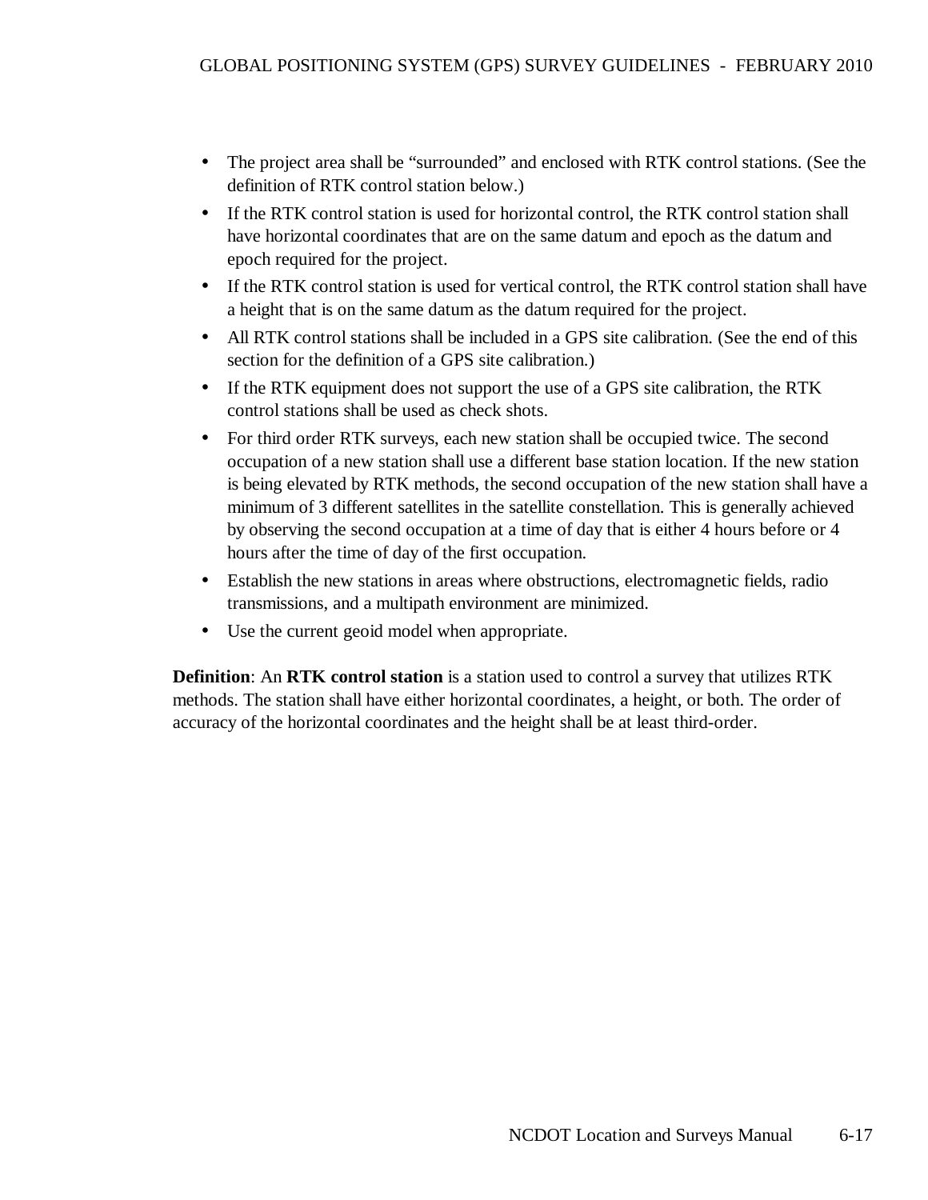- The project area shall be "surrounded" and enclosed with RTK control stations. (See the definition of RTK control station below.)
- If the RTK control station is used for horizontal control, the RTK control station shall have horizontal coordinates that are on the same datum and epoch as the datum and epoch required for the project.
- If the RTK control station is used for vertical control, the RTK control station shall have a height that is on the same datum as the datum required for the project.
- All RTK control stations shall be included in a GPS site calibration. (See the end of this section for the definition of a GPS site calibration.)
- If the RTK equipment does not support the use of a GPS site calibration, the RTK control stations shall be used as check shots.
- For third order RTK surveys, each new station shall be occupied twice. The second occupation of a new station shall use a different base station location. If the new station is being elevated by RTK methods, the second occupation of the new station shall have a minimum of 3 different satellites in the satellite constellation. This is generally achieved by observing the second occupation at a time of day that is either 4 hours before or 4 hours after the time of day of the first occupation.
- Establish the new stations in areas where obstructions, electromagnetic fields, radio transmissions, and a multipath environment are minimized.
- Use the current geoid model when appropriate.

**Definition**: An **RTK control station** is a station used to control a survey that utilizes RTK methods. The station shall have either horizontal coordinates, a height, or both. The order of accuracy of the horizontal coordinates and the height shall be at least third-order.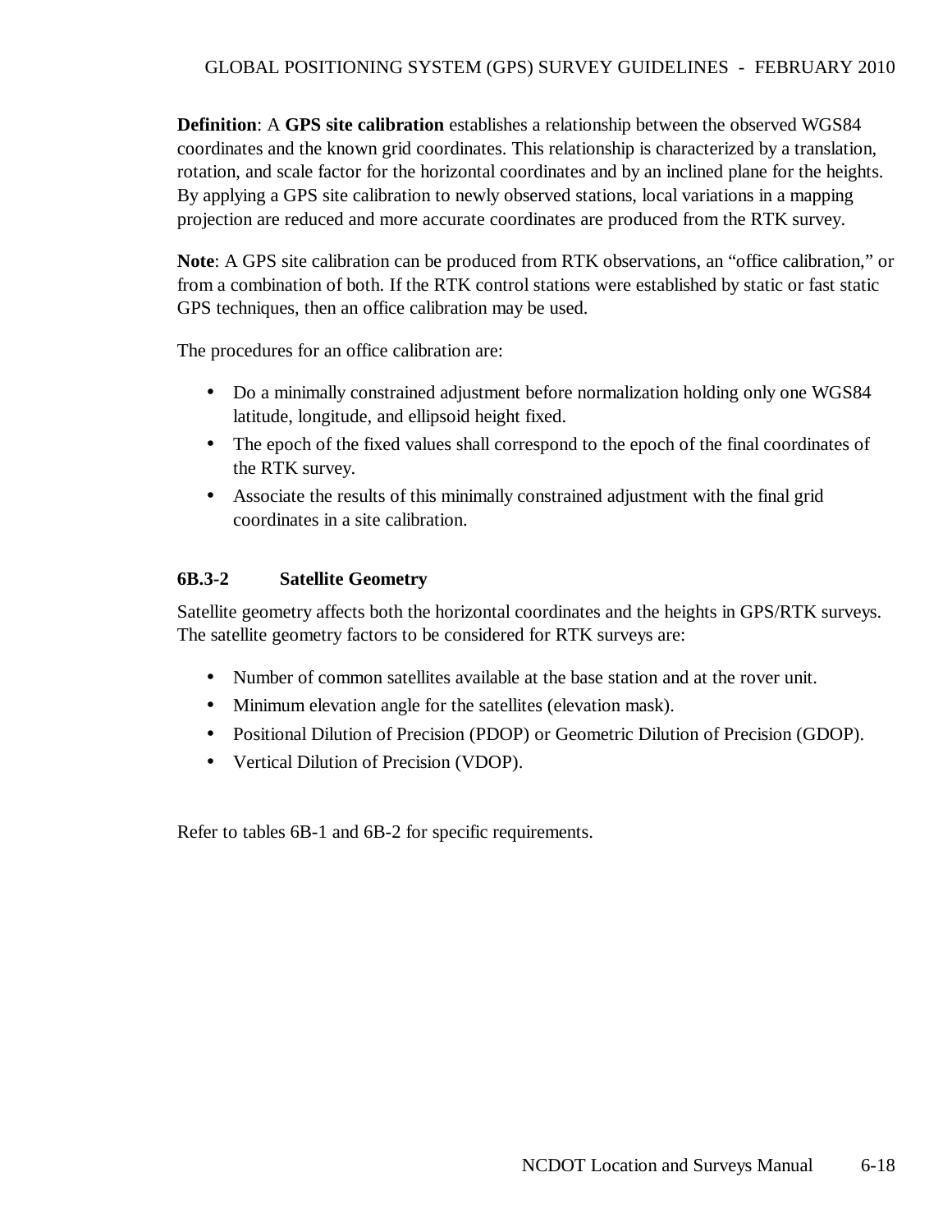**Definition**: A **GPS site calibration** establishes a relationship between the observed WGS84 coordinates and the known grid coordinates. This relationship is characterized by a translation, rotation, and scale factor for the horizontal coordinates and by an inclined plane for the heights. By applying a GPS site calibration to newly observed stations, local variations in a mapping projection are reduced and more accurate coordinates are produced from the RTK survey.

**Note**: A GPS site calibration can be produced from RTK observations, an "office calibration," or from a combination of both. If the RTK control stations were established by static or fast static GPS techniques, then an office calibration may be used.

The procedures for an office calibration are:

- Do a minimally constrained adjustment before normalization holding only one WGS84 latitude, longitude, and ellipsoid height fixed.
- The epoch of the fixed values shall correspond to the epoch of the final coordinates of the RTK survey.
- Associate the results of this minimally constrained adjustment with the final grid coordinates in a site calibration.

### 6B.3-2 Satellite Geometry

Satellite geometry affects both the horizontal coordinates and the heights in GPS/RTK surveys. The satellite geometry factors to be considered for RTK surveys are:

- Number of common satellites available at the base station and at the rover unit.
- Minimum elevation angle for the satellites (elevation mask).
- Positional Dilution of Precision (PDOP) or Geometric Dilution of Precision (GDOP).
- Vertical Dilution of Precision (VDOP).

Refer to tables 6B-1 and 6B-2 for specific requirements.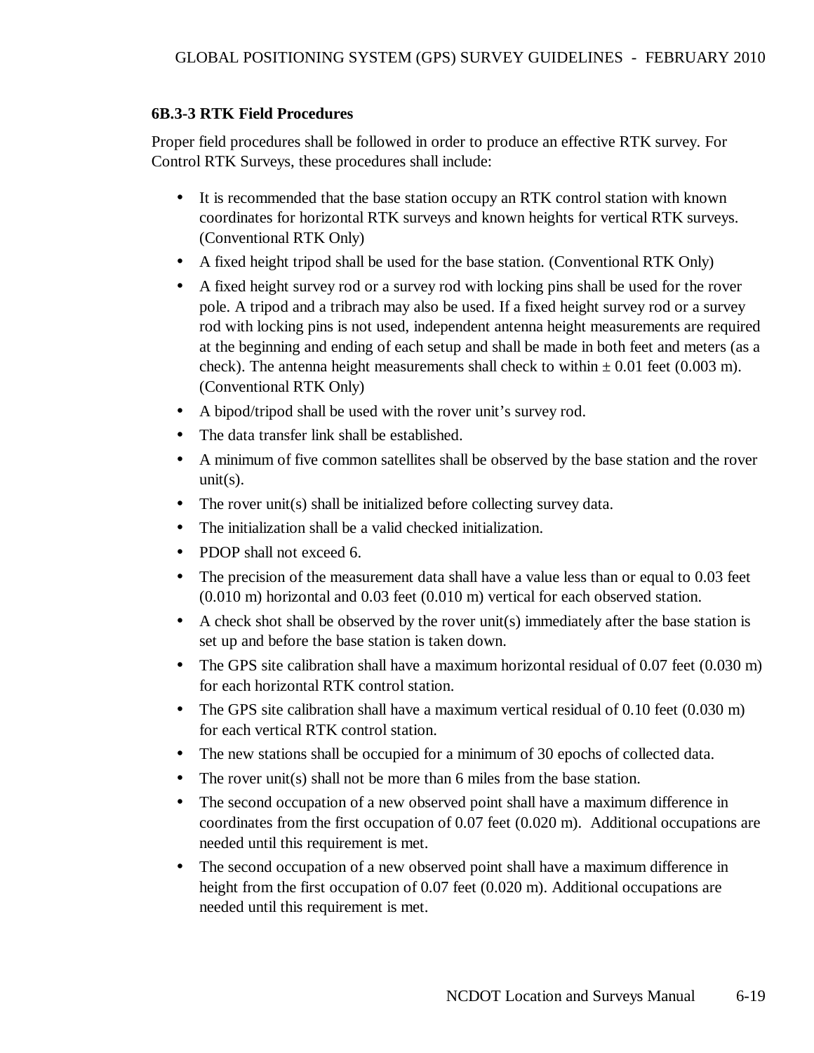### 6B.3-3 RTK Field Procedures

Proper field procedures shall be followed in order to produce an effective RTK survey. For Control RTK Surveys, these procedures shall include:

- It is recommended that the base station occupy an RTK control station with known coordinates for horizontal RTK surveys and known heights for vertical RTK surveys. (Conventional RTK Only)
- A fixed height tripod shall be used for the base station. (Conventional RTK Only)
- A fixed height survey rod or a survey rod with locking pins shall be used for the rover pole. A tripod and a tribrach may also be used. If a fixed height survey rod or a survey rod with locking pins is not used, independent antenna height measurements are required at the beginning and ending of each setup and shall be made in both feet and meters (as a check). The antenna height measurements shall check to within ± 0.01 feet (0.003 m). (Conventional RTK Only)
- A bipod/tripod shall be used with the rover unit's survey rod.
- The data transfer link shall be established.
- A minimum of five common satellites shall be observed by the base station and the rover unit(s).
- The rover unit(s) shall be initialized before collecting survey data.
- The initialization shall be a valid checked initialization.
- PDOP shall not exceed 6.
- The precision of the measurement data shall have a value less than or equal to 0.03 feet (0.010 m) horizontal and 0.03 feet (0.010 m) vertical for each observed station.
- A check shot shall be observed by the rover unit(s) immediately after the base station is set up and before the base station is taken down.
- The GPS site calibration shall have a maximum horizontal residual of 0.07 feet (0.030 m) for each horizontal RTK control station.
- The GPS site calibration shall have a maximum vertical residual of 0.10 feet (0.030 m) for each vertical RTK control station.
- The new stations shall be occupied for a minimum of 30 epochs of collected data.
- The rover unit(s) shall not be more than 6 miles from the base station.
- The second occupation of a new observed point shall have a maximum difference in coordinates from the first occupation of 0.07 feet (0.020 m). Additional occupations are needed until this requirement is met.
- The second occupation of a new observed point shall have a maximum difference in height from the first occupation of 0.07 feet (0.020 m). Additional occupations are needed until this requirement is met.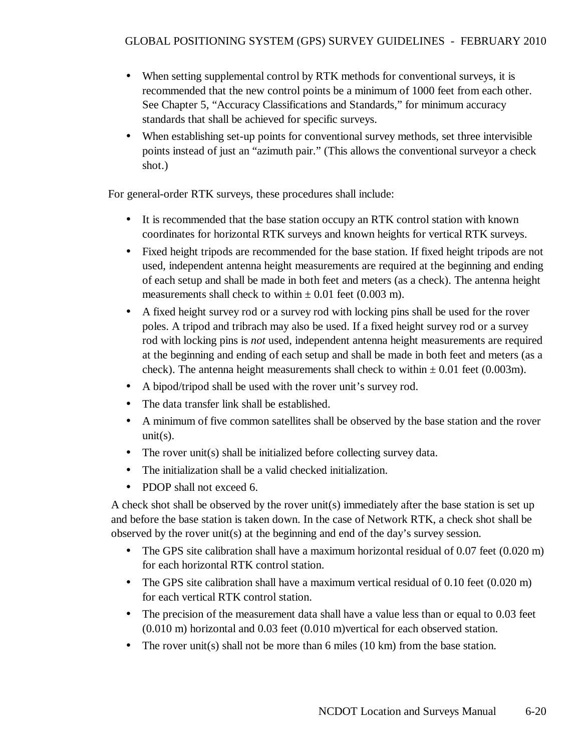- When setting supplemental control by RTK methods for conventional surveys, it is recommended that the new control points be a minimum of 1000 feet from each other. See Chapter 5, "Accuracy Classifications and Standards," for minimum accuracy standards that shall be achieved for specific surveys.
- When establishing set-up points for conventional survey methods, set three intervisible points instead of just an "azimuth pair." (This allows the conventional surveyor a check shot.)

For general-order RTK surveys, these procedures shall include:

- It is recommended that the base station occupy an RTK control station with known coordinates for horizontal RTK surveys and known heights for vertical RTK surveys.
- Fixed height tripods are recommended for the base station. If fixed height tripods are not used, independent antenna height measurements are required at the beginning and ending of each setup and shall be made in both feet and meters (as a check). The antenna height measurements shall check to within ± 0.01 feet (0.003 m).
- A fixed height survey rod or a survey rod with locking pins shall be used for the rover poles. A tripod and tribrach may also be used. If a fixed height survey rod or a survey rod with locking pins is *not* used, independent antenna height measurements are required at the beginning and ending of each setup and shall be made in both feet and meters (as a check). The antenna height measurements shall check to within ± 0.01 feet (0.003m).
- A bipod/tripod shall be used with the rover unit's survey rod.
- The data transfer link shall be established.
- A minimum of five common satellites shall be observed by the base station and the rover unit(s).
- The rover unit(s) shall be initialized before collecting survey data.
- The initialization shall be a valid checked initialization.
- PDOP shall not exceed 6.

A check shot shall be observed by the rover unit(s) immediately after the base station is set up and before the base station is taken down. In the case of Network RTK, a check shot shall be observed by the rover unit(s) at the beginning and end of the day's survey session.

- The GPS site calibration shall have a maximum horizontal residual of 0.07 feet (0.020 m) for each horizontal RTK control station.
- The GPS site calibration shall have a maximum vertical residual of 0.10 feet (0.020 m) for each vertical RTK control station.
- The precision of the measurement data shall have a value less than or equal to 0.03 feet (0.010 m) horizontal and 0.03 feet (0.010 m)vertical for each observed station.
- The rover unit(s) shall not be more than 6 miles (10 km) from the base station.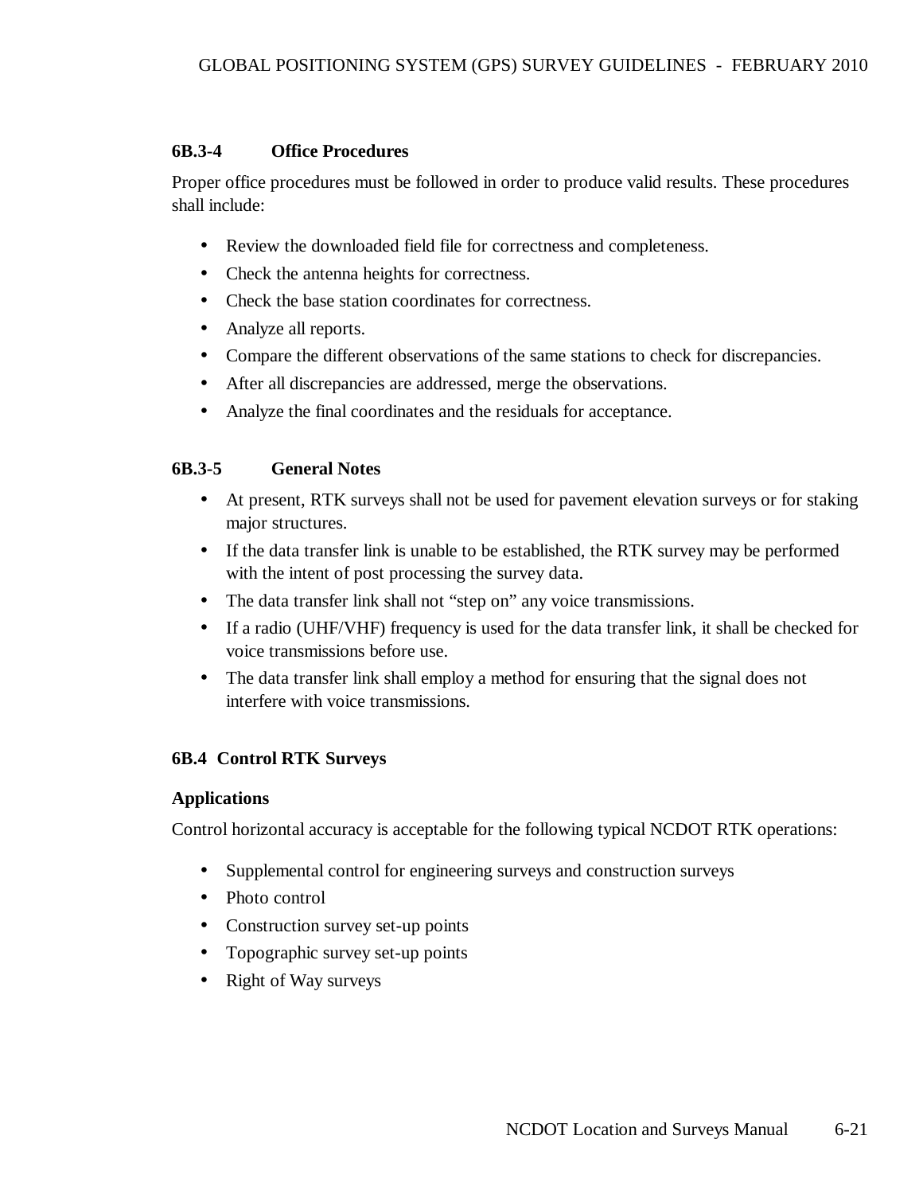### 6B.3-4 Office Procedures

Proper office procedures must be followed in order to produce valid results. These procedures shall include:

- Review the downloaded field file for correctness and completeness.
- Check the antenna heights for correctness.
- Check the base station coordinates for correctness.
- Analyze all reports.
- Compare the different observations of the same stations to check for discrepancies.
- After all discrepancies are addressed, merge the observations.
- Analyze the final coordinates and the residuals for acceptance.

### 6B.3-5 General Notes

- At present, RTK surveys shall not be used for pavement elevation surveys or for staking major structures.
- If the data transfer link is unable to be established, the RTK survey may be performed with the intent of post processing the survey data.
- The data transfer link shall not “step on” any voice transmissions.
- If a radio (UHF/VHF) frequency is used for the data transfer link, it shall be checked for voice transmissions before use.
- The data transfer link shall employ a method for ensuring that the signal does not interfere with voice transmissions.

## 6B.4 Control RTK Surveys

**Applications**

Control horizontal accuracy is acceptable for the following typical NCDOT RTK operations:

- Supplemental control for engineering surveys and construction surveys
- Photo control
- Construction survey set-up points
- Topographic survey set-up points
- Right of Way surveys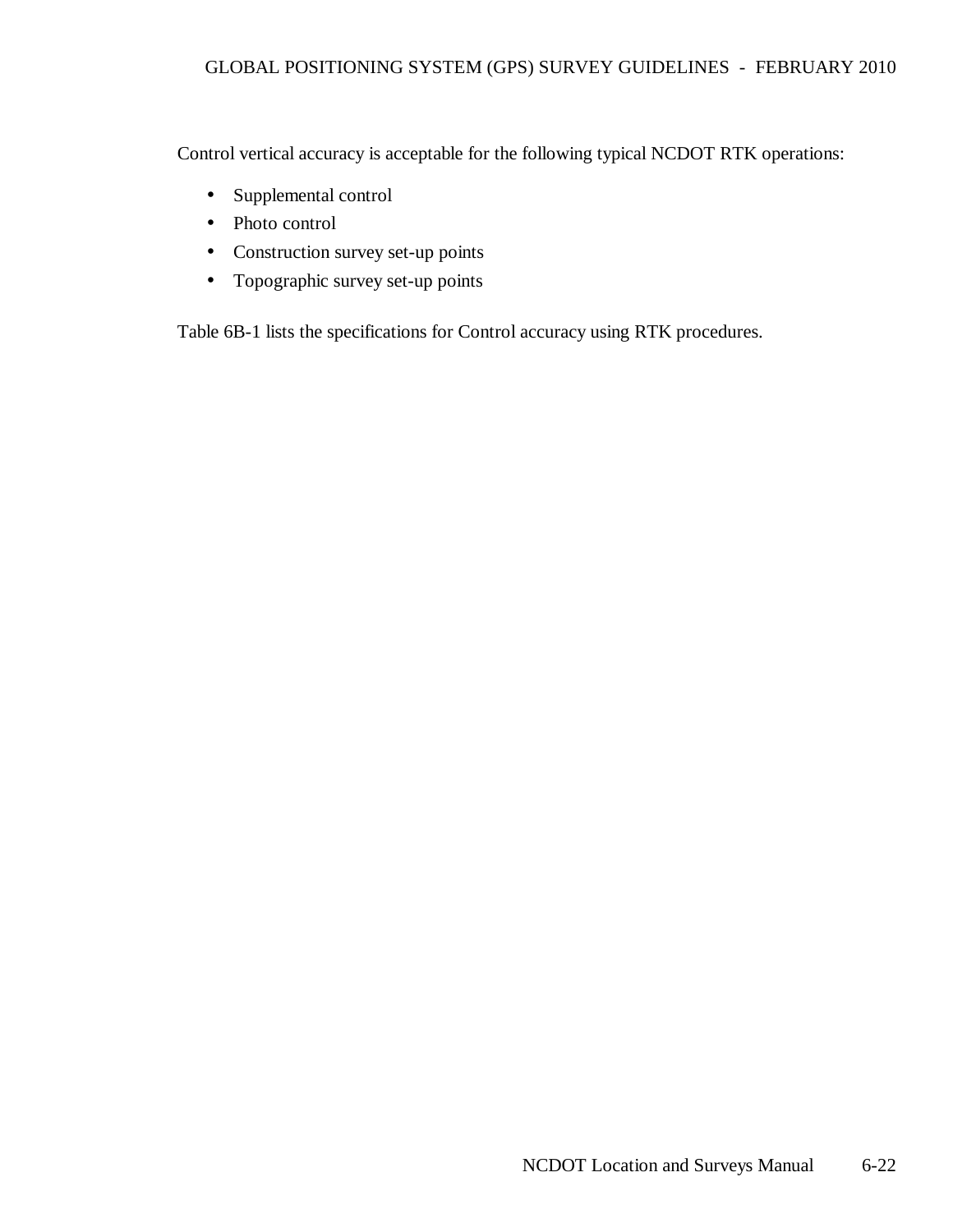Control vertical accuracy is acceptable for the following typical NCDOT RTK operations:

- Supplemental control
- Photo control
- Construction survey set-up points
- Topographic survey set-up points

Table 6B-1 lists the specifications for Control accuracy using RTK procedures.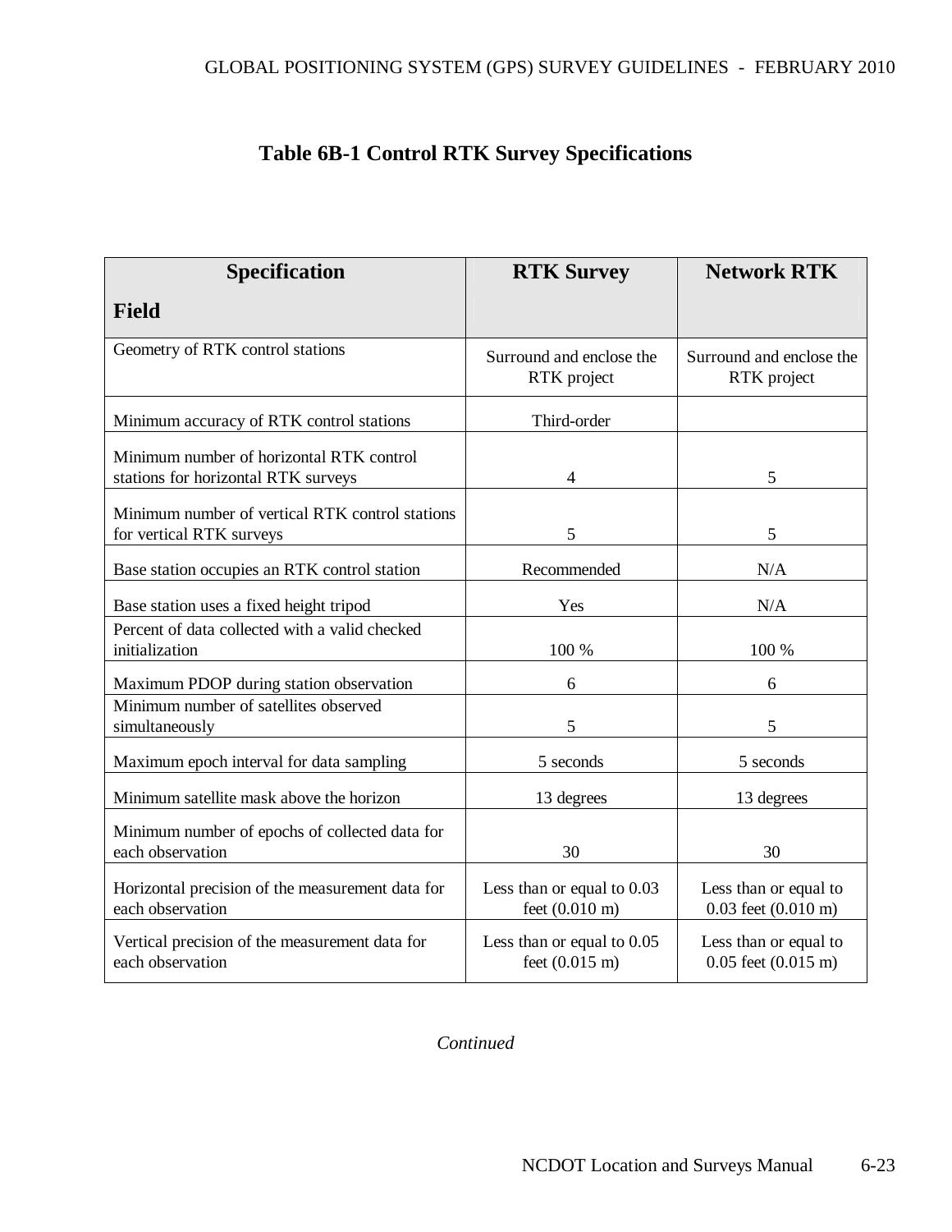## Table 6B-1 Control RTK Survey Specifications

| Specification<br>**Field** | RTK Survey | Network RTK |
|---|---|---|
| Geometry of RTK control stations | Surround and enclose the RTK project | Surround and enclose the RTK project |
| Minimum accuracy of RTK control stations | Third-order | |
| Minimum number of horizontal RTK control stations for horizontal RTK surveys | 4 | 5 |
| Minimum number of vertical RTK control stations for vertical RTK surveys | 5 | 5 |
| Base station occupies an RTK control station | Recommended | N/A |
| Base station uses a fixed height tripod | Yes | N/A |
| Percent of data collected with a valid checked initialization | 100 % | 100 % |
| Maximum PDOP during station observation | 6 | 6 |
| Minimum number of satellites observed simultaneously | 5 | 5 |
| Maximum epoch interval for data sampling | 5 seconds | 5 seconds |
| Minimum satellite mask above the horizon | 13 degrees | 13 degrees |
| Minimum number of epochs of collected data for each observation | 30 | 30 |
| Horizontal precision of the measurement data for each observation | Less than or equal to 0.03 feet (0.010 m) | Less than or equal to 0.03 feet (0.010 m) |
| Vertical precision of the measurement data for each observation | Less than or equal to 0.05 feet (0.015 m) | Less than or equal to 0.05 feet (0.015 m) |

*Continued*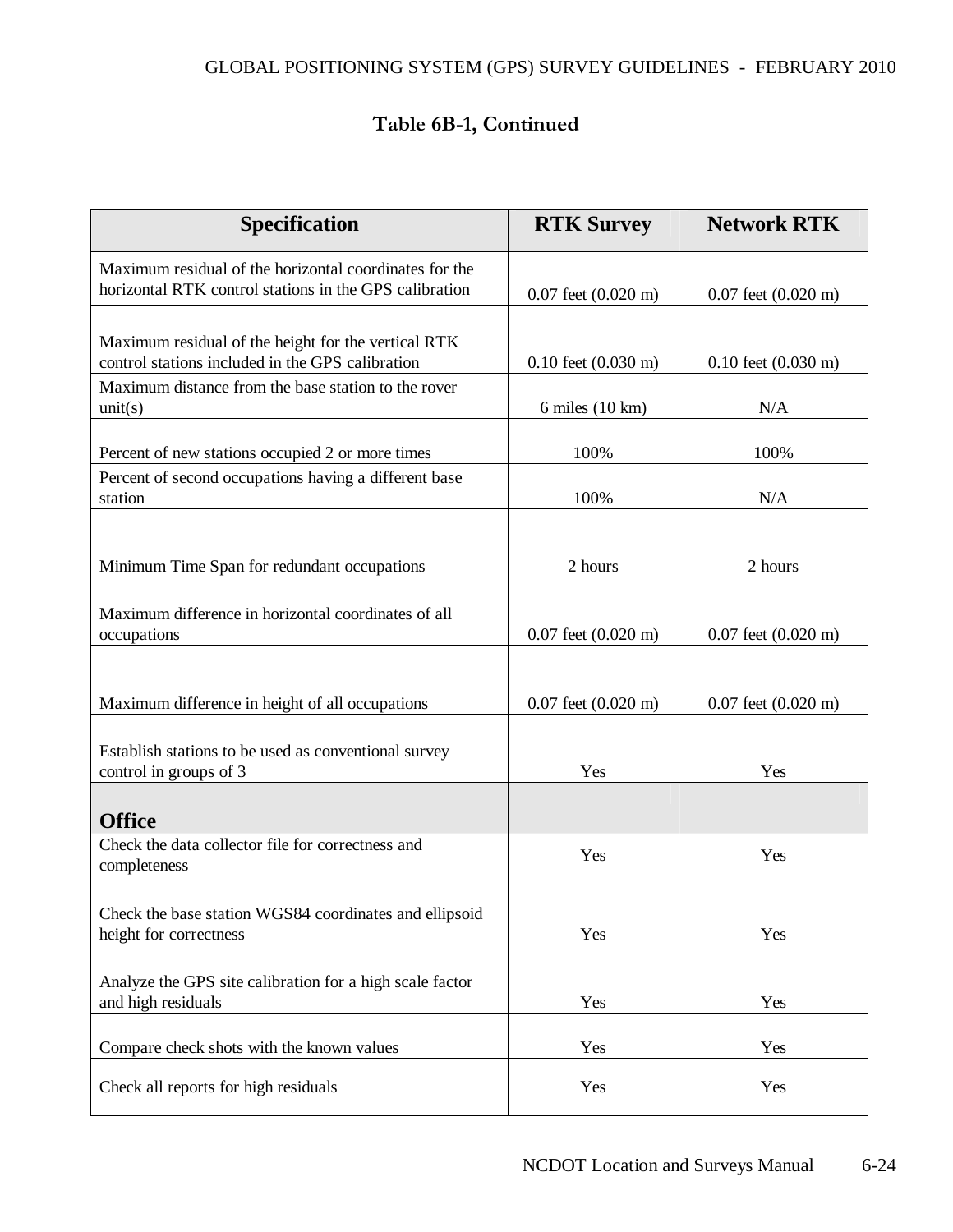## Table 6B-1, Continued

| Specification | RTK Survey | Network RTK |
|---|---|---|
| Maximum residual of the horizontal coordinates for the horizontal RTK control stations in the GPS calibration | 0.07 feet (0.020 m) | 0.07 feet (0.020 m) |
| Maximum residual of the height for the vertical RTK control stations included in the GPS calibration | 0.10 feet (0.030 m) | 0.10 feet (0.030 m) |
| Maximum distance from the base station to the rover unit(s) | 6 miles (10 km) | N/A |
| Percent of new stations occupied 2 or more times | 100% | 100% |
| Percent of second occupations having a different base station | 100% | N/A |
| Minimum Time Span for redundant occupations | 2 hours | 2 hours |
| Maximum difference in horizontal coordinates of all occupations | 0.07 feet (0.020 m) | 0.07 feet (0.020 m) |
| Maximum difference in height of all occupations | 0.07 feet (0.020 m) | 0.07 feet (0.020 m) |
| Establish stations to be used as conventional survey control in groups of 3 | Yes | Yes |
| **Office** | | |
| Check the data collector file for correctness and completeness | Yes | Yes |
| Check the base station WGS84 coordinates and ellipsoid height for correctness | Yes | Yes |
| Analyze the GPS site calibration for a high scale factor and high residuals | Yes | Yes |
| Compare check shots with the known values | Yes | Yes |
| Check all reports for high residuals | Yes | Yes |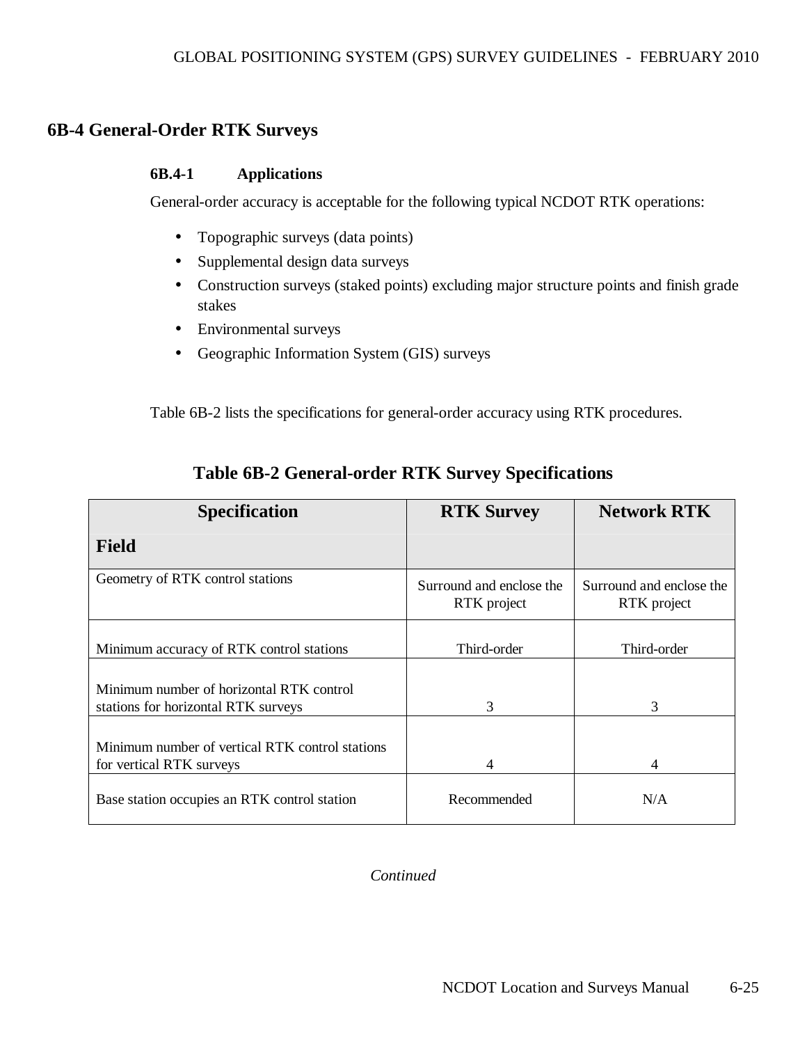## 6B-4 General-Order RTK Surveys

### 6B.4-1 Applications

General-order accuracy is acceptable for the following typical NCDOT RTK operations:

- Topographic surveys (data points)
- Supplemental design data surveys
- Construction surveys (staked points) excluding major structure points and finish grade stakes
- Environmental surveys
- Geographic Information System (GIS) surveys

Table 6B-2 lists the specifications for general-order accuracy using RTK procedures.

**Table 6B-2 General-order RTK Survey Specifications**

| Specification | RTK Survey | Network RTK |
|---|---|---|
| **Field** | | |
| Geometry of RTK control stations | Surround and enclose the RTK project | Surround and enclose the RTK project |
| Minimum accuracy of RTK control stations | Third-order | Third-order |
| Minimum number of horizontal RTK control stations for horizontal RTK surveys | 3 | 3 |
| Minimum number of vertical RTK control stations for vertical RTK surveys | 4 | 4 |
| Base station occupies an RTK control station | Recommended | N/A |

*Continued*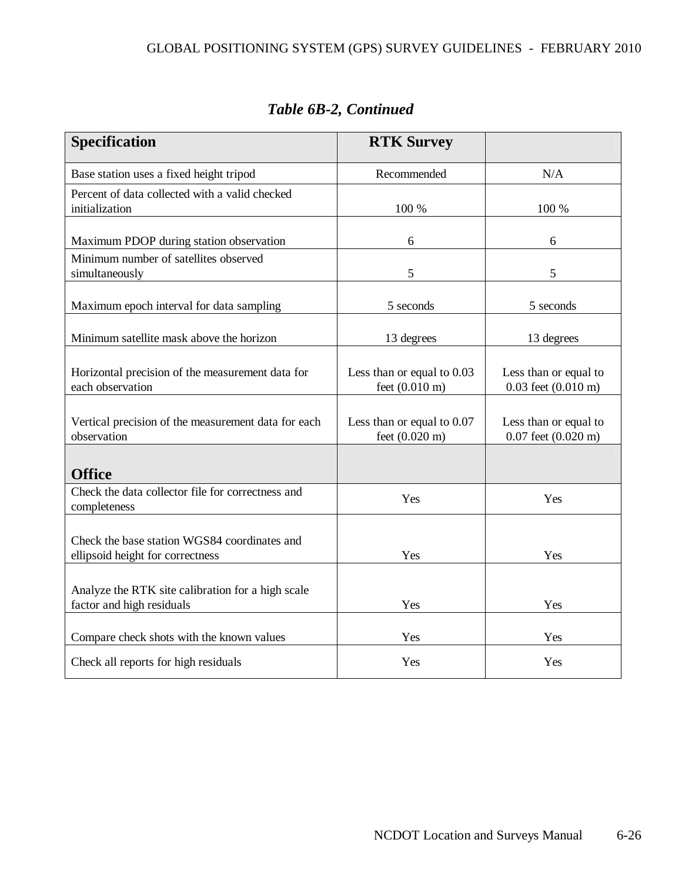*Table 6B-2, Continued*

| Specification | RTK Survey | |
|---|---|---|
| Base station uses a fixed height tripod | Recommended | N/A |
| Percent of data collected with a valid checked initialization | 100 % | 100 % |
| Maximum PDOP during station observation | 6 | 6 |
| Minimum number of satellites observed simultaneously | 5 | 5 |
| Maximum epoch interval for data sampling | 5 seconds | 5 seconds |
| Minimum satellite mask above the horizon | 13 degrees | 13 degrees |
| Horizontal precision of the measurement data for each observation | Less than or equal to 0.03 feet (0.010 m) | Less than or equal to 0.03 feet (0.010 m) |
| Vertical precision of the measurement data for each observation | Less than or equal to 0.07 feet (0.020 m) | Less than or equal to 0.07 feet (0.020 m) |
| **Office** | | |
| Check the data collector file for correctness and completeness | Yes | Yes |
| Check the base station WGS84 coordinates and ellipsoid height for correctness | Yes | Yes |
| Analyze the RTK site calibration for a high scale factor and high residuals | Yes | Yes |
| Compare check shots with the known values | Yes | Yes |
| Check all reports for high residuals | Yes | Yes |